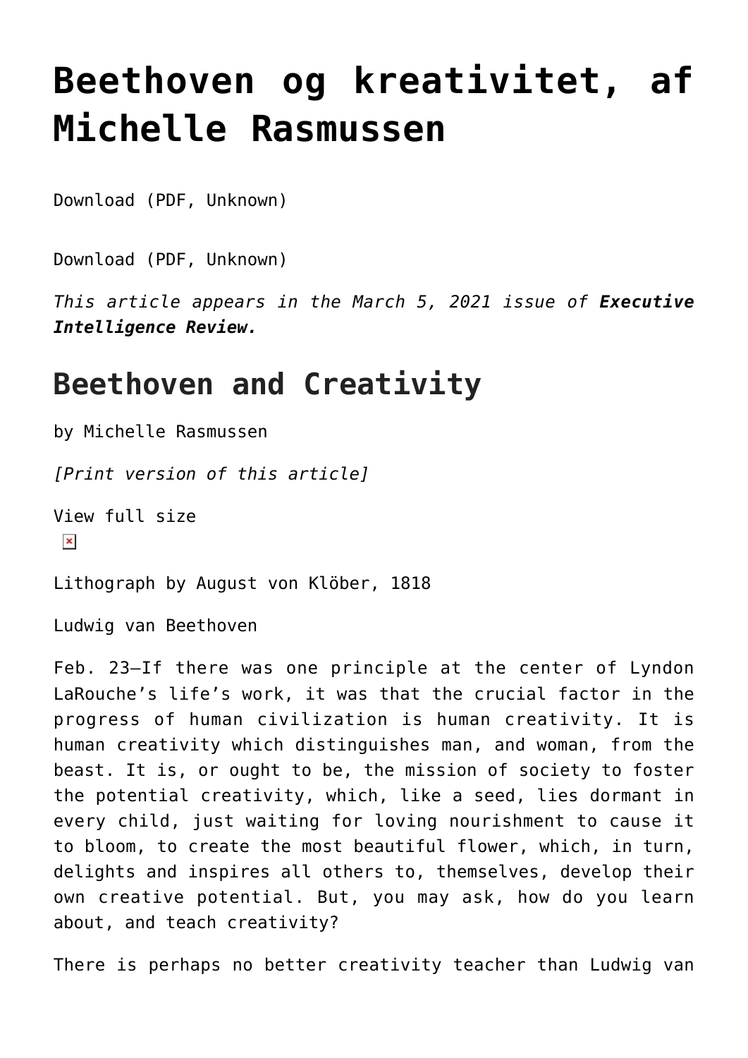# Beethoven og kreativitet, af Michelle Rasmussen

Download (PDF, Unknown)

Download (PDF, Unknown)

*This article appears in the March 5, 2021 issue of **Executive Intelligence Review.***

## Beethoven and Creativity

by Michelle Rasmussen

*[Print version of this article]*

View full size

Lithograph by August von Klöber, 1818

Ludwig van Beethoven

Feb. 23—If there was one principle at the center of Lyndon LaRouche's life's work, it was that the crucial factor in the progress of human civilization is human creativity. It is human creativity which distinguishes man, and woman, from the beast. It is, or ought to be, the mission of society to foster the potential creativity, which, like a seed, lies dormant in every child, just waiting for loving nourishment to cause it to bloom, to create the most beautiful flower, which, in turn, delights and inspires all others to, themselves, develop their own creative potential. But, you may ask, how do you learn about, and teach creativity?

There is perhaps no better creativity teacher than Ludwig van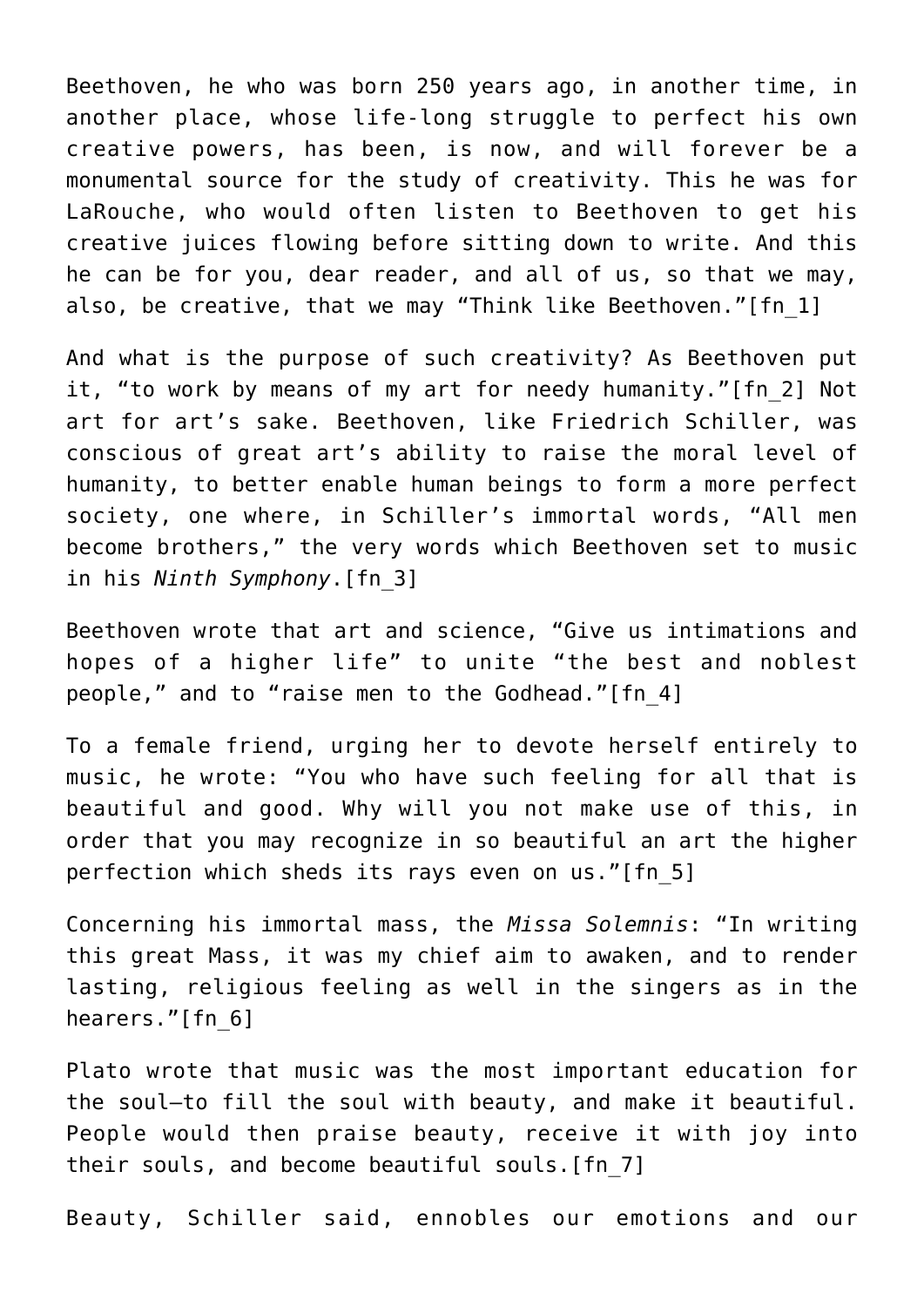Beethoven, he who was born 250 years ago, in another time, in another place, whose life-long struggle to perfect his own creative powers, has been, is now, and will forever be a monumental source for the study of creativity. This he was for LaRouche, who would often listen to Beethoven to get his creative juices flowing before sitting down to write. And this he can be for you, dear reader, and all of us, so that we may, also, be creative, that we may "Think like Beethoven."[fn_1]

And what is the purpose of such creativity? As Beethoven put it, "to work by means of my art for needy humanity."[fn_2] Not art for art's sake. Beethoven, like Friedrich Schiller, was conscious of great art's ability to raise the moral level of humanity, to better enable human beings to form a more perfect society, one where, in Schiller's immortal words, "All men become brothers," the very words which Beethoven set to music in his *Ninth Symphony*.[fn_3]

Beethoven wrote that art and science, "Give us intimations and hopes of a higher life" to unite "the best and noblest people," and to "raise men to the Godhead."[fn_4]

To a female friend, urging her to devote herself entirely to music, he wrote: "You who have such feeling for all that is beautiful and good. Why will you not make use of this, in order that you may recognize in so beautiful an art the higher perfection which sheds its rays even on us."[fn_5]

Concerning his immortal mass, the *Missa Solemnis*: "In writing this great Mass, it was my chief aim to awaken, and to render lasting, religious feeling as well in the singers as in the hearers."[fn_6]

Plato wrote that music was the most important education for the soul—to fill the soul with beauty, and make it beautiful. People would then praise beauty, receive it with joy into their souls, and become beautiful souls.[fn_7]

Beauty, Schiller said, ennobles our emotions and our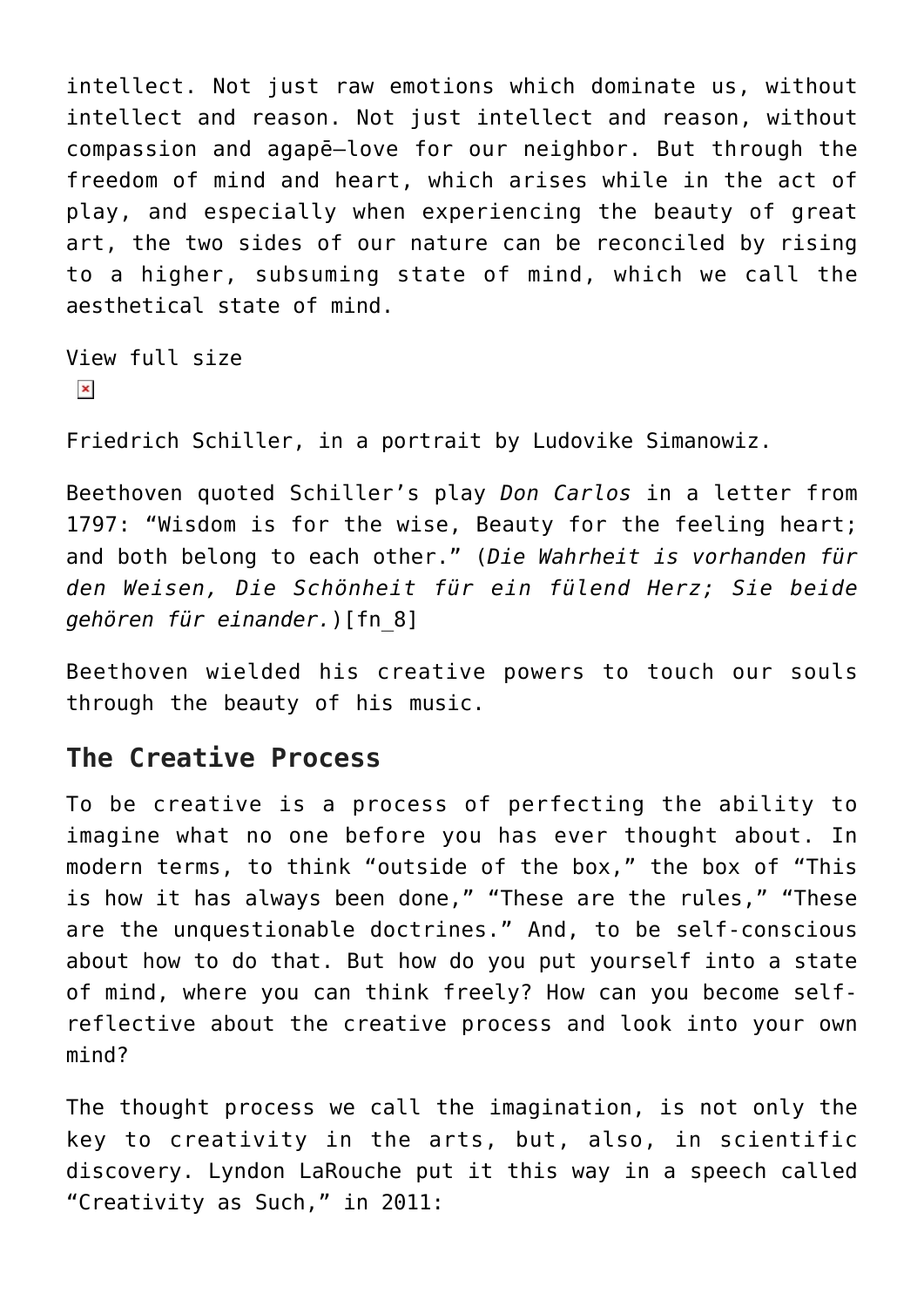intellect. Not just raw emotions which dominate us, without intellect and reason. Not just intellect and reason, without compassion and agapē—love for our neighbor. But through the freedom of mind and heart, which arises while in the act of play, and especially when experiencing the beauty of great art, the two sides of our nature can be reconciled by rising to a higher, subsuming state of mind, which we call the aesthetical state of mind.

View full size

Friedrich Schiller, in a portrait by Ludovike Simanowiz.

Beethoven quoted Schiller's play *Don Carlos* in a letter from 1797: "Wisdom is for the wise, Beauty for the feeling heart; and both belong to each other." (*Die Wahrheit is vorhanden für den Weisen, Die Schönheit für ein fülend Herz; Sie beide gehören für einander.*)[fn_8]

Beethoven wielded his creative powers to touch our souls through the beauty of his music.

## The Creative Process

To be creative is a process of perfecting the ability to imagine what no one before you has ever thought about. In modern terms, to think "outside of the box," the box of "This is how it has always been done," "These are the rules," "These are the unquestionable doctrines." And, to be self-conscious about how to do that. But how do you put yourself into a state of mind, where you can think freely? How can you become self-reflective about the creative process and look into your own mind?

The thought process we call the imagination, is not only the key to creativity in the arts, but, also, in scientific discovery. Lyndon LaRouche put it this way in a speech called "Creativity as Such," in 2011: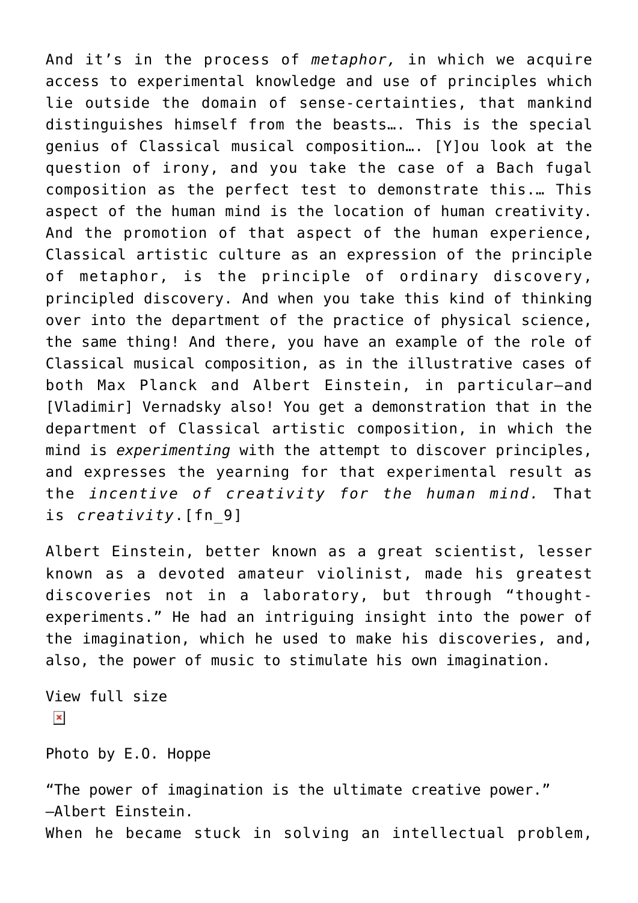And it's in the process of *metaphor,* in which we acquire access to experimental knowledge and use of principles which lie outside the domain of sense-certainties, that mankind distinguishes himself from the beasts…. This is the special genius of Classical musical composition…. [Y]ou look at the question of irony, and you take the case of a Bach fugal composition as the perfect test to demonstrate this.… This aspect of the human mind is the location of human creativity. And the promotion of that aspect of the human experience, Classical artistic culture as an expression of the principle of metaphor, is the principle of ordinary discovery, principled discovery. And when you take this kind of thinking over into the department of the practice of physical science, the same thing! And there, you have an example of the role of Classical musical composition, as in the illustrative cases of both Max Planck and Albert Einstein, in particular—and [Vladimir] Vernadsky also! You get a demonstration that in the department of Classical artistic composition, in which the mind is *experimenting* with the attempt to discover principles, and expresses the yearning for that experimental result as the *incentive of creativity for the human mind.* That is *creativity*.[fn_9]

Albert Einstein, better known as a great scientist, lesser known as a devoted amateur violinist, made his greatest discoveries not in a laboratory, but through "thought-experiments." He had an intriguing insight into the power of the imagination, which he used to make his discoveries, and, also, the power of music to stimulate his own imagination.

View full size

Photo by E.O. Hoppe

"The power of imagination is the ultimate creative power."
—Albert Einstein.

When he became stuck in solving an intellectual problem,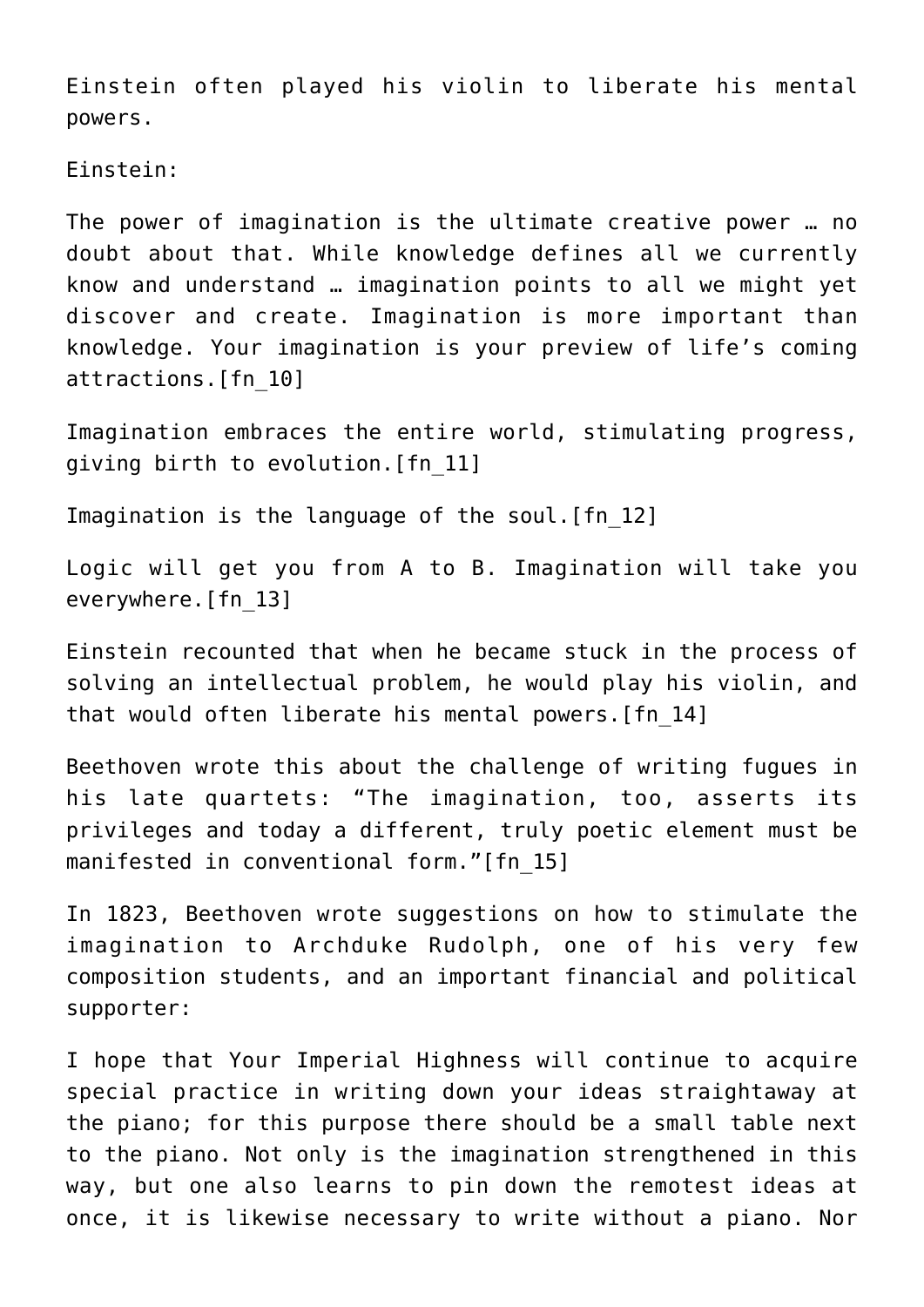Einstein often played his violin to liberate his mental powers.

Einstein:

The power of imagination is the ultimate creative power … no doubt about that. While knowledge defines all we currently know and understand … imagination points to all we might yet discover and create. Imagination is more important than knowledge. Your imagination is your preview of life's coming attractions.[fn_10]

Imagination embraces the entire world, stimulating progress, giving birth to evolution.[fn_11]

Imagination is the language of the soul.[fn_12]

Logic will get you from A to B. Imagination will take you everywhere.[fn_13]

Einstein recounted that when he became stuck in the process of solving an intellectual problem, he would play his violin, and that would often liberate his mental powers.[fn_14]

Beethoven wrote this about the challenge of writing fugues in his late quartets: "The imagination, too, asserts its privileges and today a different, truly poetic element must be manifested in conventional form."[fn_15]

In 1823, Beethoven wrote suggestions on how to stimulate the imagination to Archduke Rudolph, one of his very few composition students, and an important financial and political supporter:

I hope that Your Imperial Highness will continue to acquire special practice in writing down your ideas straightaway at the piano; for this purpose there should be a small table next to the piano. Not only is the imagination strengthened in this way, but one also learns to pin down the remotest ideas at once, it is likewise necessary to write without a piano. Nor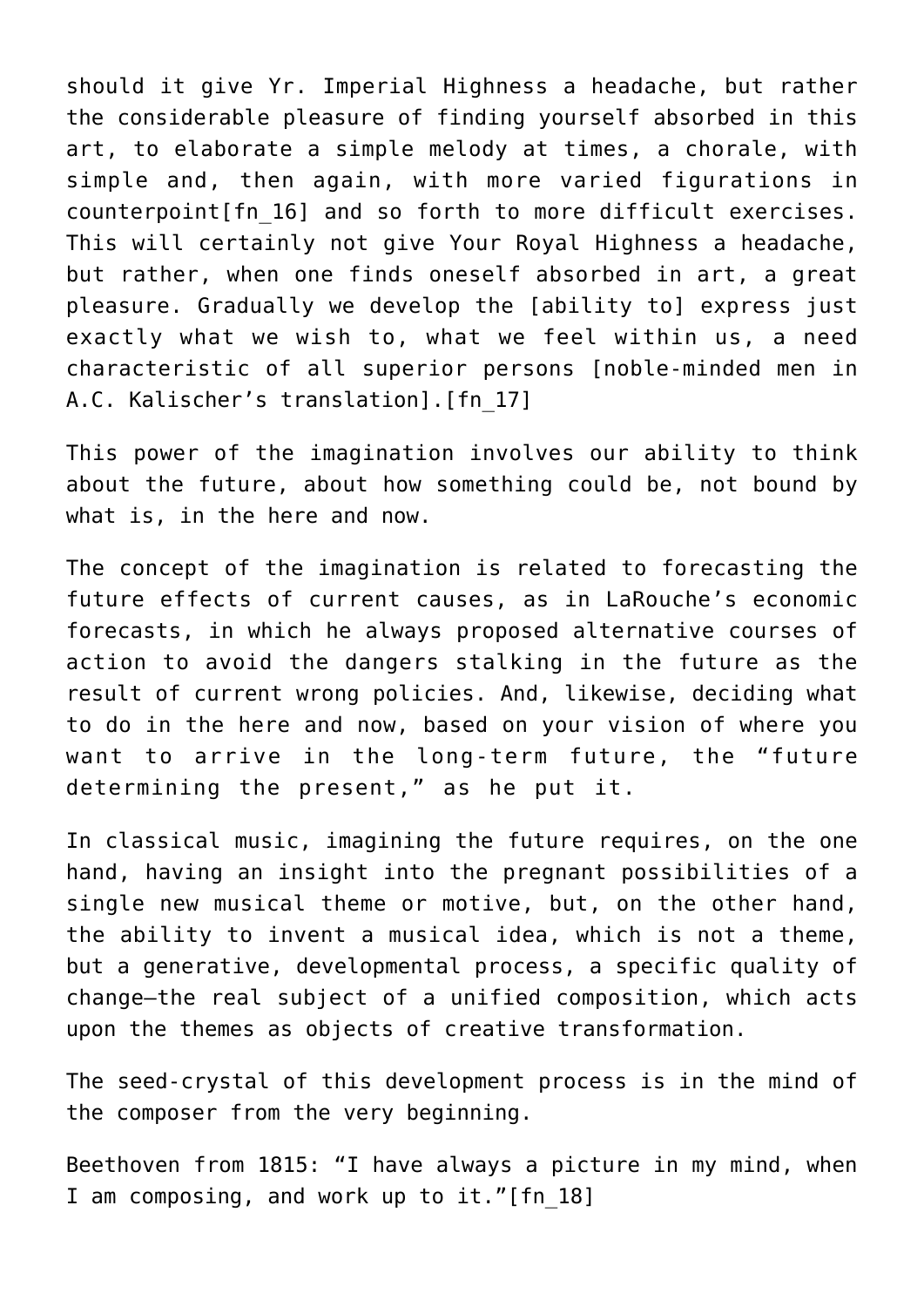should it give Yr. Imperial Highness a headache, but rather the considerable pleasure of finding yourself absorbed in this art, to elaborate a simple melody at times, a chorale, with simple and, then again, with more varied figurations in counterpoint[fn_16] and so forth to more difficult exercises. This will certainly not give Your Royal Highness a headache, but rather, when one finds oneself absorbed in art, a great pleasure. Gradually we develop the [ability to] express just exactly what we wish to, what we feel within us, a need characteristic of all superior persons [noble-minded men in A.C. Kalischer's translation].[fn_17]

This power of the imagination involves our ability to think about the future, about how something could be, not bound by what is, in the here and now.

The concept of the imagination is related to forecasting the future effects of current causes, as in LaRouche's economic forecasts, in which he always proposed alternative courses of action to avoid the dangers stalking in the future as the result of current wrong policies. And, likewise, deciding what to do in the here and now, based on your vision of where you want to arrive in the long-term future, the "future determining the present," as he put it.

In classical music, imagining the future requires, on the one hand, having an insight into the pregnant possibilities of a single new musical theme or motive, but, on the other hand, the ability to invent a musical idea, which is not a theme, but a generative, developmental process, a specific quality of change—the real subject of a unified composition, which acts upon the themes as objects of creative transformation.

The seed-crystal of this development process is in the mind of the composer from the very beginning.

Beethoven from 1815: "I have always a picture in my mind, when I am composing, and work up to it."[fn_18]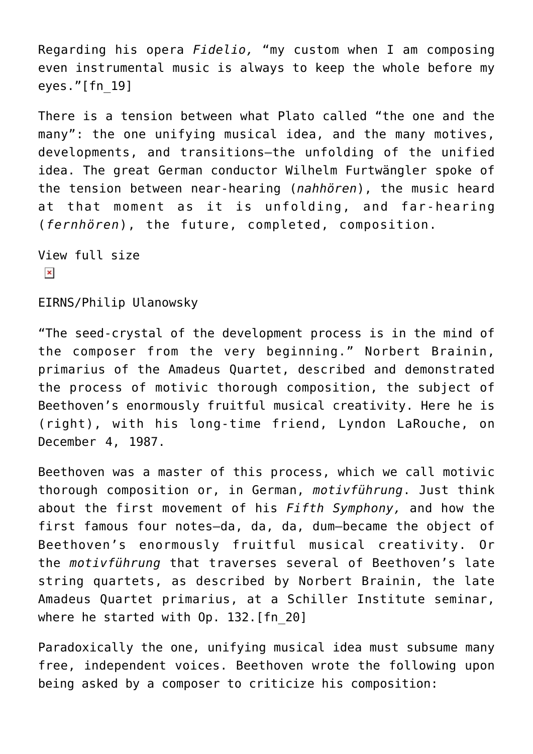Regarding his opera *Fidelio,* “my custom when I am composing even instrumental music is always to keep the whole before my eyes.”[fn_19]

There is a tension between what Plato called “the one and the many”: the one unifying musical idea, and the many motives, developments, and transitions—the unfolding of the unified idea. The great German conductor Wilhelm Furtwängler spoke of the tension between near-hearing (*nahhören*), the music heard at that moment as it is unfolding, and far-hearing (*fernhören*), the future, completed, composition.

View full size

EIRNS/Philip Ulanowsky

“The seed-crystal of the development process is in the mind of the composer from the very beginning.” Norbert Brainin, primarius of the Amadeus Quartet, described and demonstrated the process of motivic thorough composition, the subject of Beethoven’s enormously fruitful musical creativity. Here he is (right), with his long-time friend, Lyndon LaRouche, on December 4, 1987.

Beethoven was a master of this process, which we call motivic thorough composition or, in German, *motivführung*. Just think about the first movement of his *Fifth Symphony,* and how the first famous four notes—da, da, da, dum—became the object of Beethoven’s enormously fruitful musical creativity. Or the *motivführung* that traverses several of Beethoven’s late string quartets, as described by Norbert Brainin, the late Amadeus Quartet primarius, at a Schiller Institute seminar, where he started with Op. 132.[fn_20]

Paradoxically the one, unifying musical idea must subsume many free, independent voices. Beethoven wrote the following upon being asked by a composer to criticize his composition: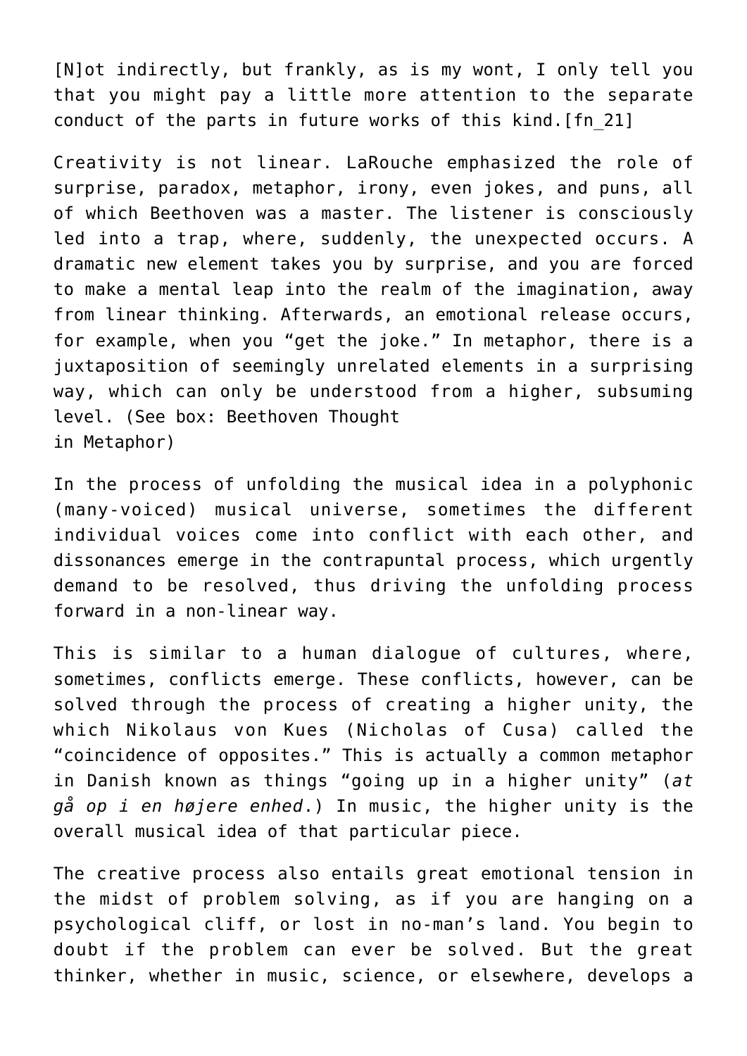[N]ot indirectly, but frankly, as is my wont, I only tell you that you might pay a little more attention to the separate conduct of the parts in future works of this kind.[fn_21]

Creativity is not linear. LaRouche emphasized the role of surprise, paradox, metaphor, irony, even jokes, and puns, all of which Beethoven was a master. The listener is consciously led into a trap, where, suddenly, the unexpected occurs. A dramatic new element takes you by surprise, and you are forced to make a mental leap into the realm of the imagination, away from linear thinking. Afterwards, an emotional release occurs, for example, when you "get the joke." In metaphor, there is a juxtaposition of seemingly unrelated elements in a surprising way, which can only be understood from a higher, subsuming level. (See box: Beethoven Thought in Metaphor)

In the process of unfolding the musical idea in a polyphonic (many-voiced) musical universe, sometimes the different individual voices come into conflict with each other, and dissonances emerge in the contrapuntal process, which urgently demand to be resolved, thus driving the unfolding process forward in a non-linear way.

This is similar to a human dialogue of cultures, where, sometimes, conflicts emerge. These conflicts, however, can be solved through the process of creating a higher unity, the which Nikolaus von Kues (Nicholas of Cusa) called the "coincidence of opposites." This is actually a common metaphor in Danish known as things "going up in a higher unity" (*at gå op i en højere enhed*.) In music, the higher unity is the overall musical idea of that particular piece.

The creative process also entails great emotional tension in the midst of problem solving, as if you are hanging on a psychological cliff, or lost in no-man's land. You begin to doubt if the problem can ever be solved. But the great thinker, whether in music, science, or elsewhere, develops a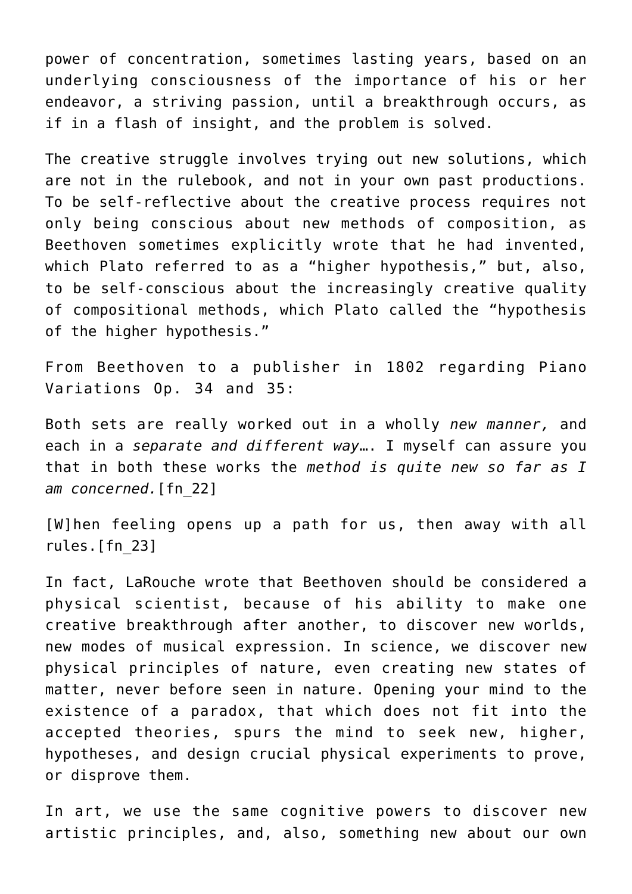power of concentration, sometimes lasting years, based on an underlying consciousness of the importance of his or her endeavor, a striving passion, until a breakthrough occurs, as if in a flash of insight, and the problem is solved.

The creative struggle involves trying out new solutions, which are not in the rulebook, and not in your own past productions. To be self-reflective about the creative process requires not only being conscious about new methods of composition, as Beethoven sometimes explicitly wrote that he had invented, which Plato referred to as a "higher hypothesis," but, also, to be self-conscious about the increasingly creative quality of compositional methods, which Plato called the "hypothesis of the higher hypothesis."

From Beethoven to a publisher in 1802 regarding Piano Variations Op. 34 and 35:

Both sets are really worked out in a wholly *new manner,* and each in a *separate and different way*…. I myself can assure you that in both these works the *method is quite new so far as I am concerned.*[fn_22]

[W]hen feeling opens up a path for us, then away with all rules.[fn_23]

In fact, LaRouche wrote that Beethoven should be considered a physical scientist, because of his ability to make one creative breakthrough after another, to discover new worlds, new modes of musical expression. In science, we discover new physical principles of nature, even creating new states of matter, never before seen in nature. Opening your mind to the existence of a paradox, that which does not fit into the accepted theories, spurs the mind to seek new, higher, hypotheses, and design crucial physical experiments to prove, or disprove them.

In art, we use the same cognitive powers to discover new artistic principles, and, also, something new about our own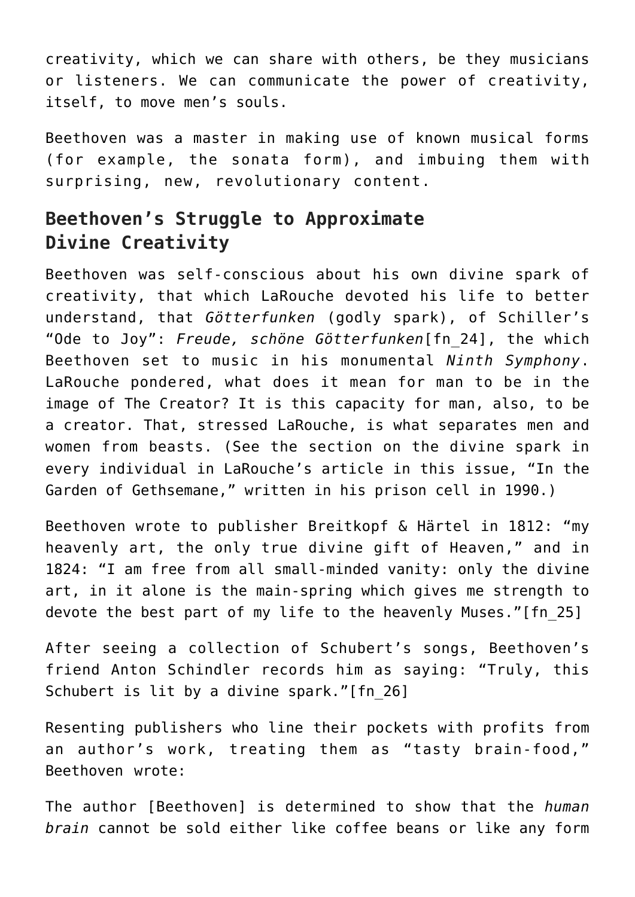creativity, which we can share with others, be they musicians or listeners. We can communicate the power of creativity, itself, to move men's souls.

Beethoven was a master in making use of known musical forms (for example, the sonata form), and imbuing them with surprising, new, revolutionary content.

## Beethoven's Struggle to Approximate Divine Creativity

Beethoven was self-conscious about his own divine spark of creativity, that which LaRouche devoted his life to better understand, that *Götterfunken* (godly spark), of Schiller's "Ode to Joy": *Freude, schöne Götterfunken*[fn_24], the which Beethoven set to music in his monumental *Ninth Symphony*. LaRouche pondered, what does it mean for man to be in the image of The Creator? It is this capacity for man, also, to be a creator. That, stressed LaRouche, is what separates men and women from beasts. (See the section on the divine spark in every individual in LaRouche's article in this issue, "In the Garden of Gethsemane," written in his prison cell in 1990.)

Beethoven wrote to publisher Breitkopf & Härtel in 1812: "my heavenly art, the only true divine gift of Heaven," and in 1824: "I am free from all small-minded vanity: only the divine art, in it alone is the main-spring which gives me strength to devote the best part of my life to the heavenly Muses."[fn_25]

After seeing a collection of Schubert's songs, Beethoven's friend Anton Schindler records him as saying: "Truly, this Schubert is lit by a divine spark."[fn_26]

Resenting publishers who line their pockets with profits from an author's work, treating them as "tasty brain-food," Beethoven wrote:

The author [Beethoven] is determined to show that the *human brain* cannot be sold either like coffee beans or like any form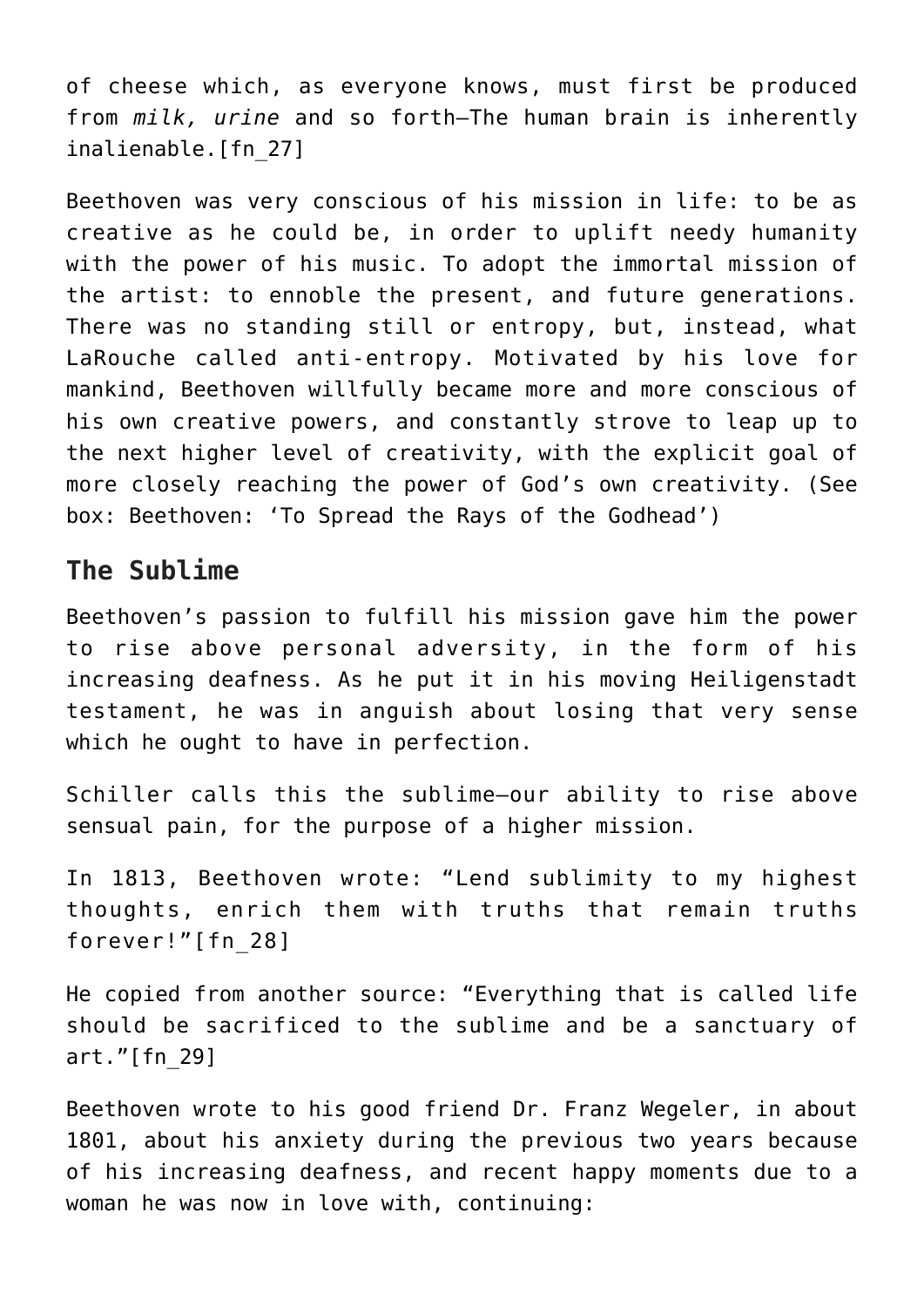of cheese which, as everyone knows, must first be produced from *milk, urine* and so forth—The human brain is inherently inalienable.[fn_27]

Beethoven was very conscious of his mission in life: to be as creative as he could be, in order to uplift needy humanity with the power of his music. To adopt the immortal mission of the artist: to ennoble the present, and future generations. There was no standing still or entropy, but, instead, what LaRouche called anti-entropy. Motivated by his love for mankind, Beethoven willfully became more and more conscious of his own creative powers, and constantly strove to leap up to the next higher level of creativity, with the explicit goal of more closely reaching the power of God's own creativity. (See box: Beethoven: 'To Spread the Rays of the Godhead')

## The Sublime

Beethoven's passion to fulfill his mission gave him the power to rise above personal adversity, in the form of his increasing deafness. As he put it in his moving Heiligenstadt testament, he was in anguish about losing that very sense which he ought to have in perfection.

Schiller calls this the sublime—our ability to rise above sensual pain, for the purpose of a higher mission.

In 1813, Beethoven wrote: "Lend sublimity to my highest thoughts, enrich them with truths that remain truths forever!"[fn_28]

He copied from another source: "Everything that is called life should be sacrificed to the sublime and be a sanctuary of art."[fn_29]

Beethoven wrote to his good friend Dr. Franz Wegeler, in about 1801, about his anxiety during the previous two years because of his increasing deafness, and recent happy moments due to a woman he was now in love with, continuing: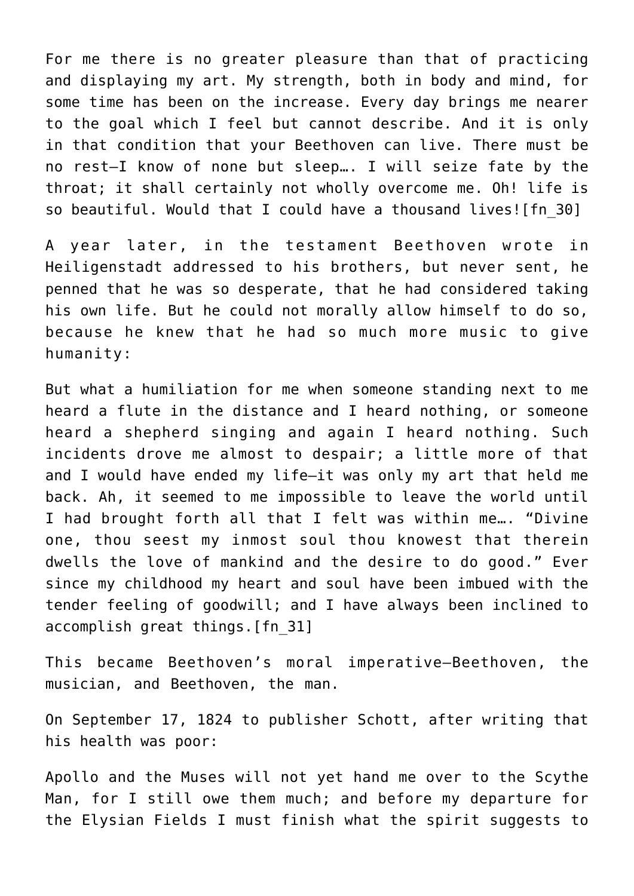For me there is no greater pleasure than that of practicing and displaying my art. My strength, both in body and mind, for some time has been on the increase. Every day brings me nearer to the goal which I feel but cannot describe. And it is only in that condition that your Beethoven can live. There must be no rest—I know of none but sleep…. I will seize fate by the throat; it shall certainly not wholly overcome me. Oh! life is so beautiful. Would that I could have a thousand lives![fn_30]

A year later, in the testament Beethoven wrote in Heiligenstadt addressed to his brothers, but never sent, he penned that he was so desperate, that he had considered taking his own life. But he could not morally allow himself to do so, because he knew that he had so much more music to give humanity:

But what a humiliation for me when someone standing next to me heard a flute in the distance and I heard nothing, or someone heard a shepherd singing and again I heard nothing. Such incidents drove me almost to despair; a little more of that and I would have ended my life—it was only my art that held me back. Ah, it seemed to me impossible to leave the world until I had brought forth all that I felt was within me…. "Divine one, thou seest my inmost soul thou knowest that therein dwells the love of mankind and the desire to do good." Ever since my childhood my heart and soul have been imbued with the tender feeling of goodwill; and I have always been inclined to accomplish great things.[fn_31]

This became Beethoven's moral imperative—Beethoven, the musician, and Beethoven, the man.

On September 17, 1824 to publisher Schott, after writing that his health was poor:

Apollo and the Muses will not yet hand me over to the Scythe Man, for I still owe them much; and before my departure for the Elysian Fields I must finish what the spirit suggests to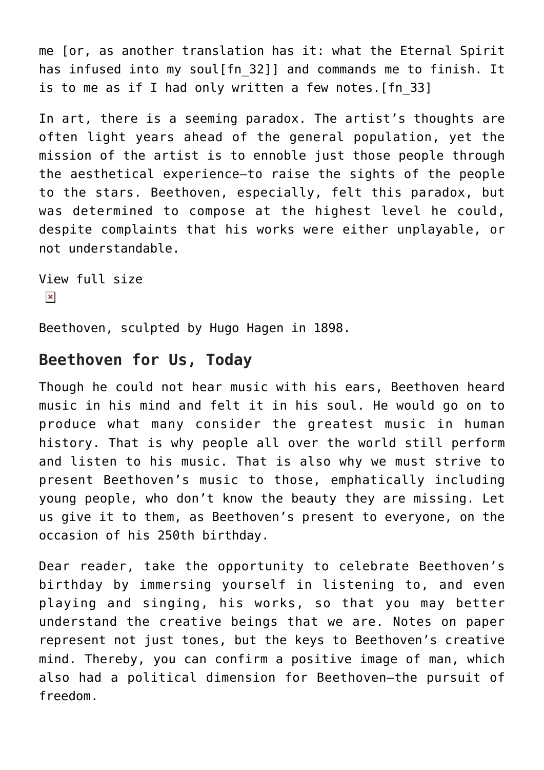me [or, as another translation has it: what the Eternal Spirit has infused into my soul[fn_32]] and commands me to finish. It is to me as if I had only written a few notes.[fn_33]

In art, there is a seeming paradox. The artist's thoughts are often light years ahead of the general population, yet the mission of the artist is to ennoble just those people through the aesthetical experience—to raise the sights of the people to the stars. Beethoven, especially, felt this paradox, but was determined to compose at the highest level he could, despite complaints that his works were either unplayable, or not understandable.

View full size

Beethoven, sculpted by Hugo Hagen in 1898.

## Beethoven for Us, Today

Though he could not hear music with his ears, Beethoven heard music in his mind and felt it in his soul. He would go on to produce what many consider the greatest music in human history. That is why people all over the world still perform and listen to his music. That is also why we must strive to present Beethoven's music to those, emphatically including young people, who don't know the beauty they are missing. Let us give it to them, as Beethoven's present to everyone, on the occasion of his 250th birthday.

Dear reader, take the opportunity to celebrate Beethoven's birthday by immersing yourself in listening to, and even playing and singing, his works, so that you may better understand the creative beings that we are. Notes on paper represent not just tones, but the keys to Beethoven's creative mind. Thereby, you can confirm a positive image of man, which also had a political dimension for Beethoven—the pursuit of freedom.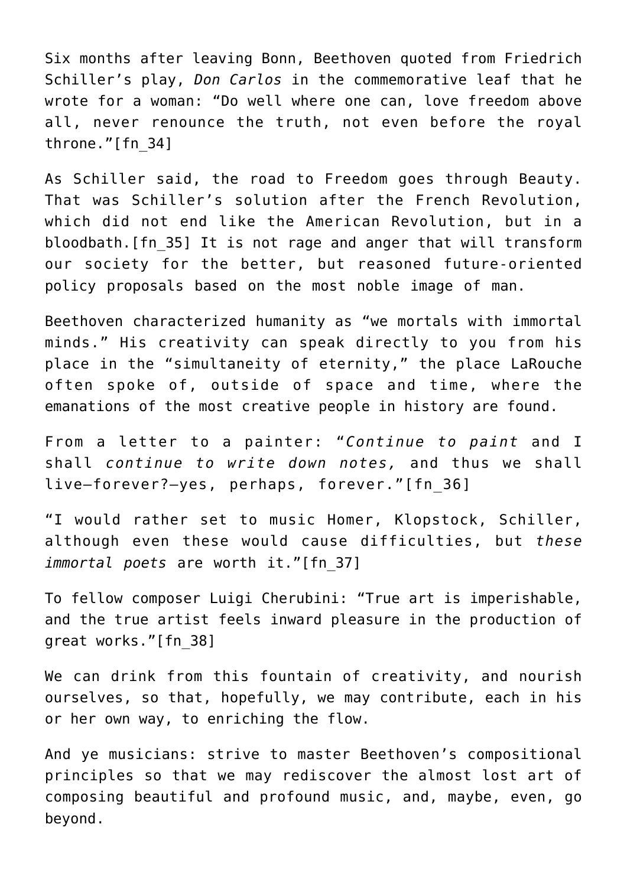Six months after leaving Bonn, Beethoven quoted from Friedrich Schiller's play, *Don Carlos* in the commemorative leaf that he wrote for a woman: "Do well where one can, love freedom above all, never renounce the truth, not even before the royal throne."[fn_34]

As Schiller said, the road to Freedom goes through Beauty. That was Schiller's solution after the French Revolution, which did not end like the American Revolution, but in a bloodbath.[fn_35] It is not rage and anger that will transform our society for the better, but reasoned future-oriented policy proposals based on the most noble image of man.

Beethoven characterized humanity as "we mortals with immortal minds." His creativity can speak directly to you from his place in the "simultaneity of eternity," the place LaRouche often spoke of, outside of space and time, where the emanations of the most creative people in history are found.

From a letter to a painter: "*Continue to paint* and I shall *continue to write down notes,* and thus we shall live—forever?—yes, perhaps, forever."[fn_36]

"I would rather set to music Homer, Klopstock, Schiller, although even these would cause difficulties, but *these immortal poets* are worth it."[fn_37]

To fellow composer Luigi Cherubini: "True art is imperishable, and the true artist feels inward pleasure in the production of great works."[fn_38]

We can drink from this fountain of creativity, and nourish ourselves, so that, hopefully, we may contribute, each in his or her own way, to enriching the flow.

And ye musicians: strive to master Beethoven's compositional principles so that we may rediscover the almost lost art of composing beautiful and profound music, and, maybe, even, go beyond.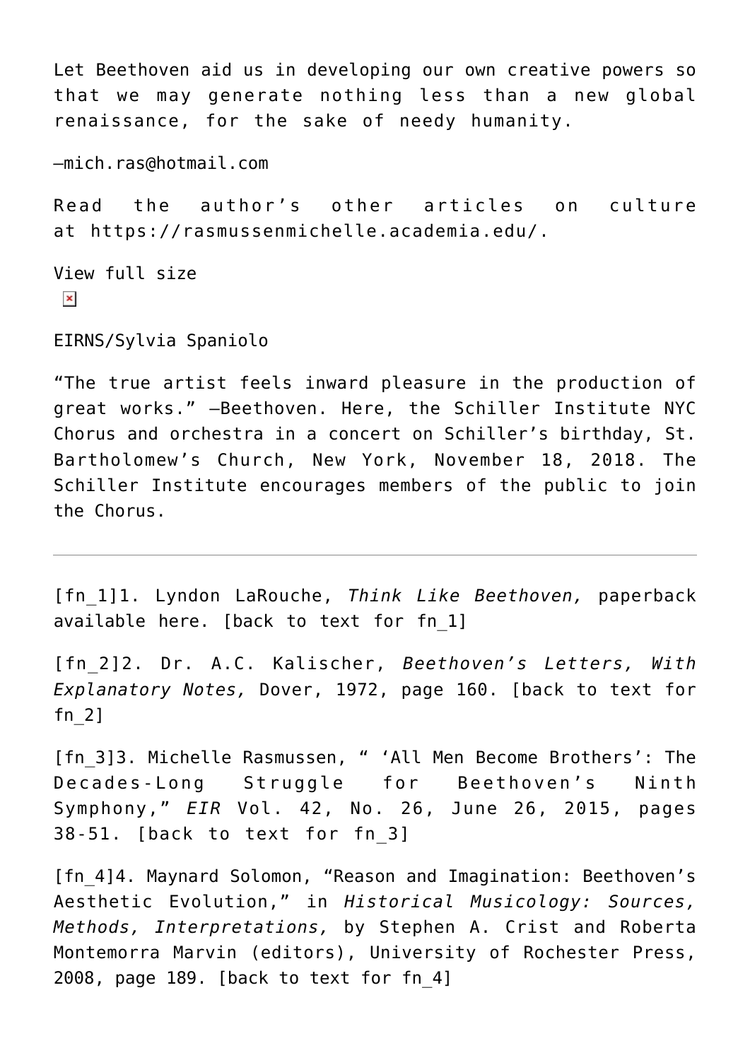Let Beethoven aid us in developing our own creative powers so that we may generate nothing less than a new global renaissance, for the sake of needy humanity.

—mich.ras@hotmail.com

Read the author's other articles on culture at https://rasmussenmichelle.academia.edu/.

View full size

EIRNS/Sylvia Spaniolo

"The true artist feels inward pleasure in the production of great works." —Beethoven. Here, the Schiller Institute NYC Chorus and orchestra in a concert on Schiller's birthday, St. Bartholomew's Church, New York, November 18, 2018. The Schiller Institute encourages members of the public to join the Chorus.

---

[fn_1]1. Lyndon LaRouche, *Think Like Beethoven,* paperback available here. [back to text for fn_1]

[fn_2]2. Dr. A.C. Kalischer, *Beethoven's Letters, With Explanatory Notes,* Dover, 1972, page 160. [back to text for fn_2]

[fn_3]3. Michelle Rasmussen, " 'All Men Become Brothers': The Decades-Long Struggle for Beethoven's Ninth Symphony," *EIR* Vol. 42, No. 26, June 26, 2015, pages 38-51. [back to text for fn_3]

[fn_4]4. Maynard Solomon, "Reason and Imagination: Beethoven's Aesthetic Evolution," in *Historical Musicology: Sources, Methods, Interpretations,* by Stephen A. Crist and Roberta Montemorra Marvin (editors), University of Rochester Press, 2008, page 189. [back to text for fn_4]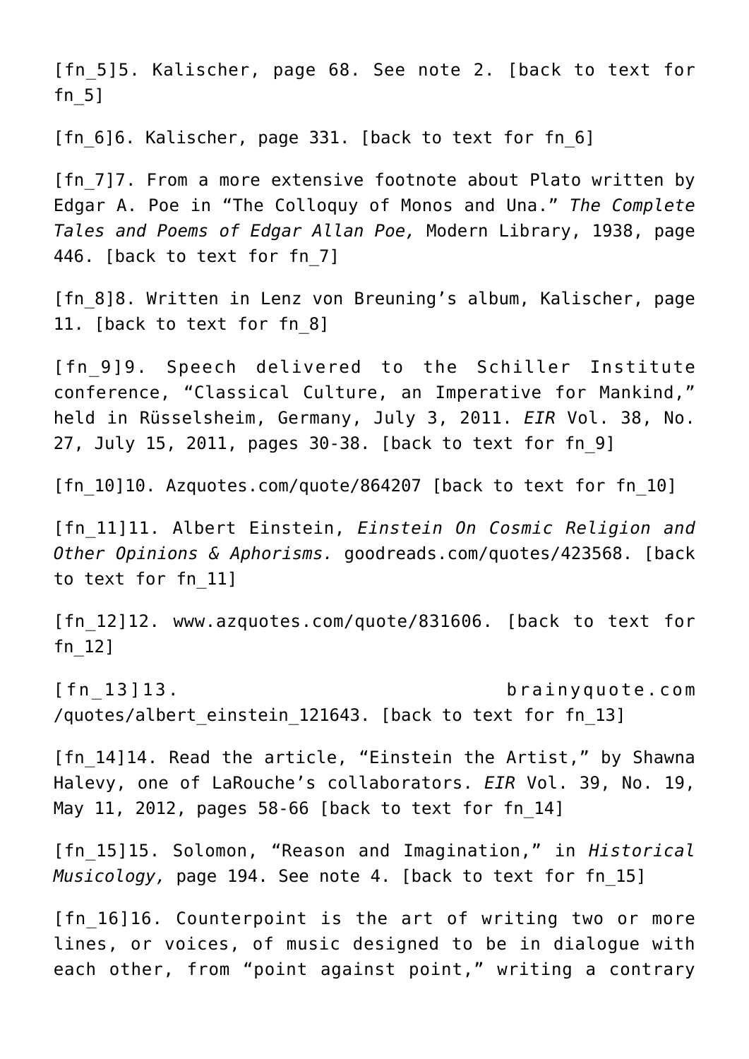[fn_5]5. Kalischer, page 68. See note 2. [back to text for fn_5]

[fn_6]6. Kalischer, page 331. [back to text for fn_6]

[fn_7]7. From a more extensive footnote about Plato written by Edgar A. Poe in "The Colloquy of Monos and Una." *The Complete Tales and Poems of Edgar Allan Poe,* Modern Library, 1938, page 446. [back to text for fn_7]

[fn_8]8. Written in Lenz von Breuning's album, Kalischer, page 11. [back to text for fn_8]

[fn_9]9. Speech delivered to the Schiller Institute conference, "Classical Culture, an Imperative for Mankind," held in Rüsselsheim, Germany, July 3, 2011. *EIR* Vol. 38, No. 27, July 15, 2011, pages 30-38. [back to text for fn_9]

[fn_10]10. Azquotes.com/quote/864207 [back to text for fn_10]

[fn_11]11. Albert Einstein, *Einstein On Cosmic Religion and Other Opinions & Aphorisms.* goodreads.com/quotes/423568. [back to text for fn_11]

[fn_12]12. www.azquotes.com/quote/831606. [back to text for fn_12]

[fn_13]13. brainyquote.com /quotes/albert_einstein_121643. [back to text for fn_13]

[fn_14]14. Read the article, "Einstein the Artist," by Shawna Halevy, one of LaRouche's collaborators. *EIR* Vol. 39, No. 19, May 11, 2012, pages 58-66 [back to text for fn_14]

[fn_15]15. Solomon, "Reason and Imagination," in *Historical Musicology,* page 194. See note 4. [back to text for fn_15]

[fn_16]16. Counterpoint is the art of writing two or more lines, or voices, of music designed to be in dialogue with each other, from "point against point," writing a contrary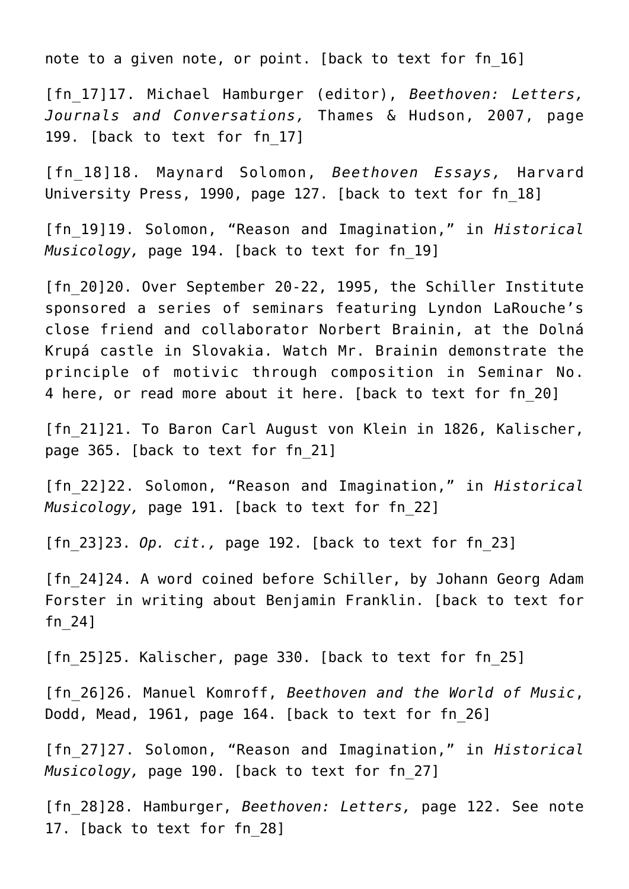note to a given note, or point. [back to text for fn_16]

[fn_17]17. Michael Hamburger (editor), *Beethoven: Letters, Journals and Conversations,* Thames & Hudson, 2007, page 199. [back to text for fn_17]

[fn_18]18. Maynard Solomon, *Beethoven Essays,* Harvard University Press, 1990, page 127. [back to text for fn_18]

[fn_19]19. Solomon, "Reason and Imagination," in *Historical Musicology,* page 194. [back to text for fn_19]

[fn_20]20. Over September 20-22, 1995, the Schiller Institute sponsored a series of seminars featuring Lyndon LaRouche's close friend and collaborator Norbert Brainin, at the Dolná Krupá castle in Slovakia. Watch Mr. Brainin demonstrate the principle of motivic through composition in Seminar No. 4 here, or read more about it here. [back to text for fn_20]

[fn_21]21. To Baron Carl August von Klein in 1826, Kalischer, page 365. [back to text for fn_21]

[fn_22]22. Solomon, "Reason and Imagination," in *Historical Musicology,* page 191. [back to text for fn_22]

[fn_23]23. *Op. cit.,* page 192. [back to text for fn_23]

[fn_24]24. A word coined before Schiller, by Johann Georg Adam Forster in writing about Benjamin Franklin. [back to text for fn_24]

[fn_25]25. Kalischer, page 330. [back to text for fn_25]

[fn_26]26. Manuel Komroff, *Beethoven and the World of Music*, Dodd, Mead, 1961, page 164. [back to text for fn_26]

[fn_27]27. Solomon, "Reason and Imagination," in *Historical Musicology,* page 190. [back to text for fn_27]

[fn_28]28. Hamburger, *Beethoven: Letters,* page 122. See note 17. [back to text for fn_28]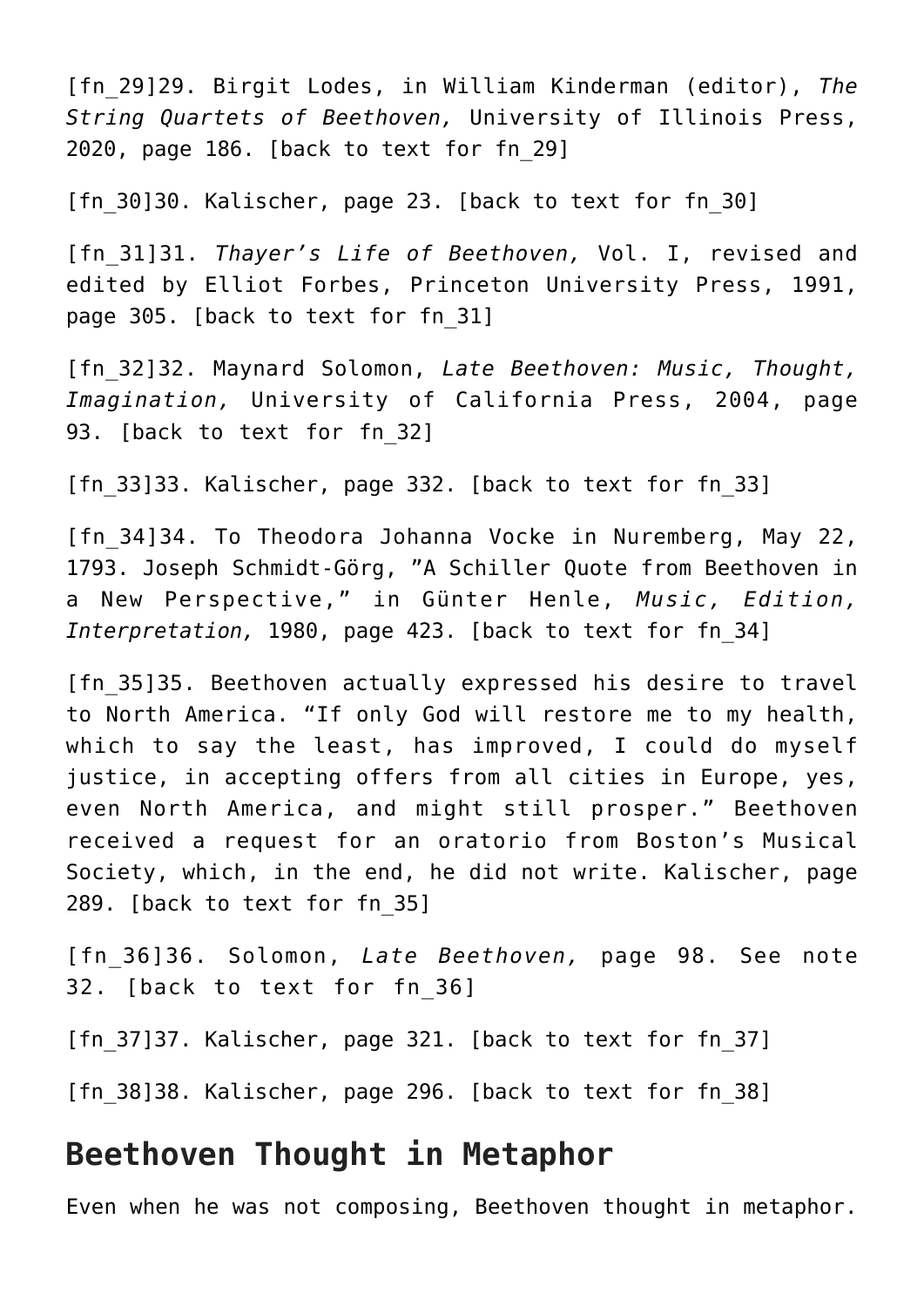[fn_29]29. Birgit Lodes, in William Kinderman (editor), *The String Quartets of Beethoven,* University of Illinois Press, 2020, page 186. [back to text for fn_29]

[fn_30]30. Kalischer, page 23. [back to text for fn_30]

[fn_31]31. *Thayer's Life of Beethoven,* Vol. I, revised and edited by Elliot Forbes, Princeton University Press, 1991, page 305. [back to text for fn_31]

[fn_32]32. Maynard Solomon, *Late Beethoven: Music, Thought, Imagination,* University of California Press, 2004, page 93. [back to text for fn_32]

[fn_33]33. Kalischer, page 332. [back to text for fn_33]

[fn_34]34. To Theodora Johanna Vocke in Nuremberg, May 22, 1793. Joseph Schmidt-Görg, "A Schiller Quote from Beethoven in a New Perspective," in Günter Henle, *Music, Edition, Interpretation,* 1980, page 423. [back to text for fn_34]

[fn_35]35. Beethoven actually expressed his desire to travel to North America. "If only God will restore me to my health, which to say the least, has improved, I could do myself justice, in accepting offers from all cities in Europe, yes, even North America, and might still prosper." Beethoven received a request for an oratorio from Boston's Musical Society, which, in the end, he did not write. Kalischer, page 289. [back to text for fn_35]

[fn_36]36. Solomon, *Late Beethoven,* page 98. See note 32. [back to text for fn_36]

[fn_37]37. Kalischer, page 321. [back to text for fn_37]

[fn_38]38. Kalischer, page 296. [back to text for fn_38]

## Beethoven Thought in Metaphor

Even when he was not composing, Beethoven thought in metaphor.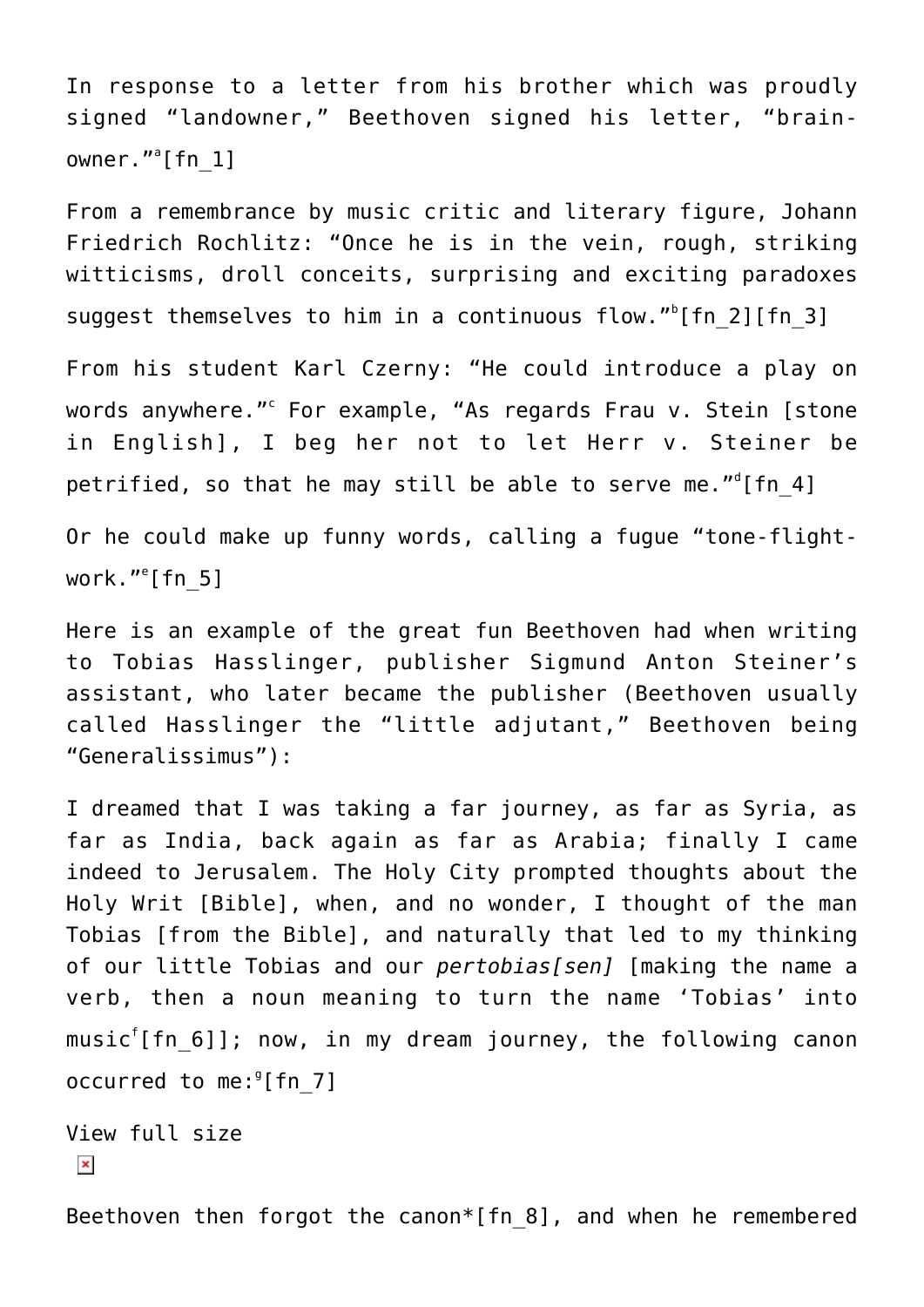In response to a letter from his brother which was proudly signed "landowner," Beethoven signed his letter, "brain-owner."[a][fn_1]

From a remembrance by music critic and literary figure, Johann Friedrich Rochlitz: "Once he is in the vein, rough, striking witticisms, droll conceits, surprising and exciting paradoxes suggest themselves to him in a continuous flow."[b][fn_2][fn_3]

From his student Karl Czerny: "He could introduce a play on words anywhere."[c] For example, "As regards Frau v. Stein [stone in English], I beg her not to let Herr v. Steiner be petrified, so that he may still be able to serve me."[d][fn_4]

Or he could make up funny words, calling a fugue "tone-flight-work."[e][fn_5]

Here is an example of the great fun Beethoven had when writing to Tobias Hasslinger, publisher Sigmund Anton Steiner's assistant, who later became the publisher (Beethoven usually called Hasslinger the "little adjutant," Beethoven being "Generalissimus"):

I dreamed that I was taking a far journey, as far as Syria, as far as India, back again as far as Arabia; finally I came indeed to Jerusalem. The Holy City prompted thoughts about the Holy Writ [Bible], when, and no wonder, I thought of the man Tobias [from the Bible], and naturally that led to my thinking of our little Tobias and our *pertobias[sen]* [making the name a verb, then a noun meaning to turn the name 'Tobias' into music[f][fn_6]]; now, in my dream journey, the following canon occurred to me:[g][fn_7]

View full size

Beethoven then forgot the canon*[fn_8], and when he remembered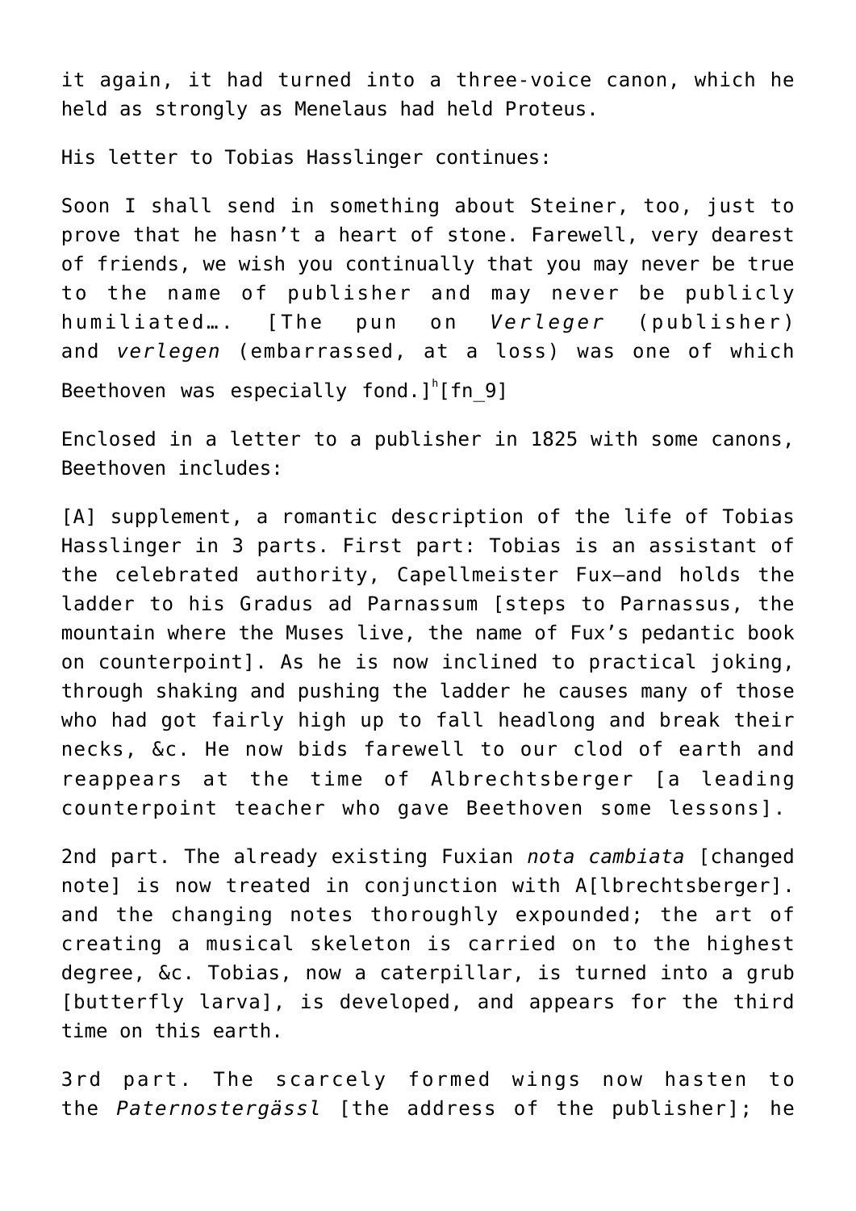it again, it had turned into a three-voice canon, which he held as strongly as Menelaus had held Proteus.

His letter to Tobias Hasslinger continues:

Soon I shall send in something about Steiner, too, just to prove that he hasn't a heart of stone. Farewell, very dearest of friends, we wish you continually that you may never be true to the name of publisher and may never be publicly humiliated…. [The pun on *Verleger* (publisher) and *verlegen* (embarrassed, at a loss) was one of which Beethoven was especially fond.][h][fn_9]

Enclosed in a letter to a publisher in 1825 with some canons, Beethoven includes:

[A] supplement, a romantic description of the life of Tobias Hasslinger in 3 parts. First part: Tobias is an assistant of the celebrated authority, Capellmeister Fux—and holds the ladder to his Gradus ad Parnassum [steps to Parnassus, the mountain where the Muses live, the name of Fux's pedantic book on counterpoint]. As he is now inclined to practical joking, through shaking and pushing the ladder he causes many of those who had got fairly high up to fall headlong and break their necks, &c. He now bids farewell to our clod of earth and reappears at the time of Albrechtsberger [a leading counterpoint teacher who gave Beethoven some lessons].

2nd part. The already existing Fuxian *nota cambiata* [changed note] is now treated in conjunction with A[lbrechtsberger]. and the changing notes thoroughly expounded; the art of creating a musical skeleton is carried on to the highest degree, &c. Tobias, now a caterpillar, is turned into a grub [butterfly larva], is developed, and appears for the third time on this earth.

3rd part. The scarcely formed wings now hasten to the *Paternostergässl* [the address of the publisher]; he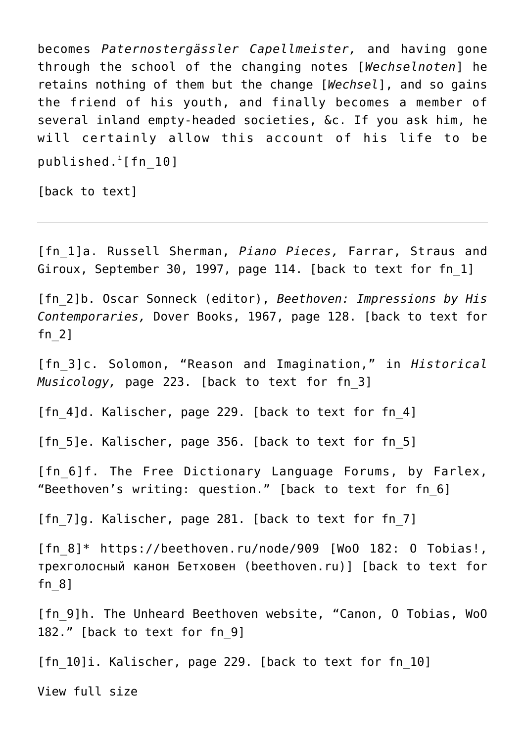becomes *Paternostergässler Capellmeister,* and having gone through the school of the changing notes [*Wechselnoten*] he retains nothing of them but the change [*Wechsel*], and so gains the friend of his youth, and finally becomes a member of several inland empty-headed societies, &c. If you ask him, he will certainly allow this account of his life to be published.[i][fn_10]

[back to text]

---

[fn_1]a. Russell Sherman, *Piano Pieces,* Farrar, Straus and Giroux, September 30, 1997, page 114. [back to text for fn_1]

[fn_2]b. Oscar Sonneck (editor), *Beethoven: Impressions by His Contemporaries,* Dover Books, 1967, page 128. [back to text for fn_2]

[fn_3]c. Solomon, "Reason and Imagination," in *Historical Musicology,* page 223. [back to text for fn_3]

[fn_4]d. Kalischer, page 229. [back to text for fn_4]

[fn_5]e. Kalischer, page 356. [back to text for fn_5]

[fn_6]f. The Free Dictionary Language Forums, by Farlex, "Beethoven's writing: question." [back to text for fn_6]

[fn_7]g. Kalischer, page 281. [back to text for fn_7]

[fn_8]* https://beethoven.ru/node/909 [WoO 182: O Tobias!, трехголосный канон Бетховен (beethoven.ru)] [back to text for fn_8]

[fn_9]h. The Unheard Beethoven website, "Canon, O Tobias, WoO 182." [back to text for fn_9]

[fn_10]i. Kalischer, page 229. [back to text for fn_10]

View full size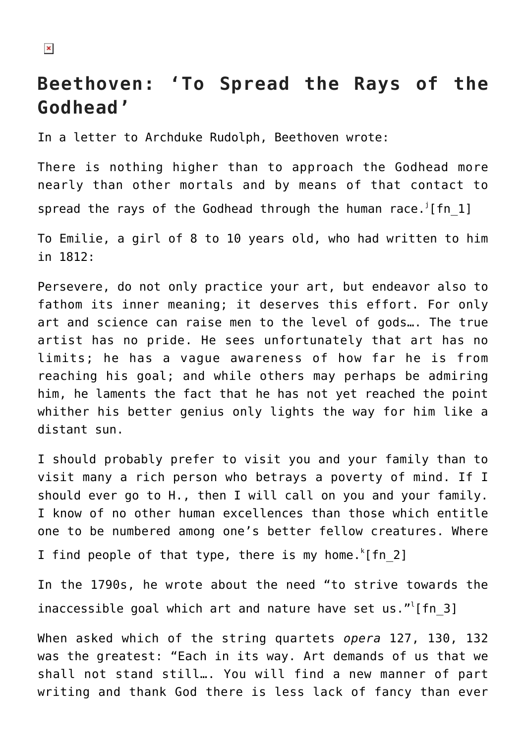## Beethoven: 'To Spread the Rays of the Godhead'

In a letter to Archduke Rudolph, Beethoven wrote:

There is nothing higher than to approach the Godhead more nearly than other mortals and by means of that contact to spread the rays of the Godhead through the human race.[j][fn_1]

To Emilie, a girl of 8 to 10 years old, who had written to him in 1812:

Persevere, do not only practice your art, but endeavor also to fathom its inner meaning; it deserves this effort. For only art and science can raise men to the level of gods…. The true artist has no pride. He sees unfortunately that art has no limits; he has a vague awareness of how far he is from reaching his goal; and while others may perhaps be admiring him, he laments the fact that he has not yet reached the point whither his better genius only lights the way for him like a distant sun.

I should probably prefer to visit you and your family than to visit many a rich person who betrays a poverty of mind. If I should ever go to H., then I will call on you and your family. I know of no other human excellences than those which entitle one to be numbered among one's better fellow creatures. Where I find people of that type, there is my home.[k][fn_2]

In the 1790s, he wrote about the need "to strive towards the inaccessible goal which art and nature have set us."[l][fn_3]

When asked which of the string quartets *opera* 127, 130, 132 was the greatest: "Each in its way. Art demands of us that we shall not stand still…. You will find a new manner of part writing and thank God there is less lack of fancy than ever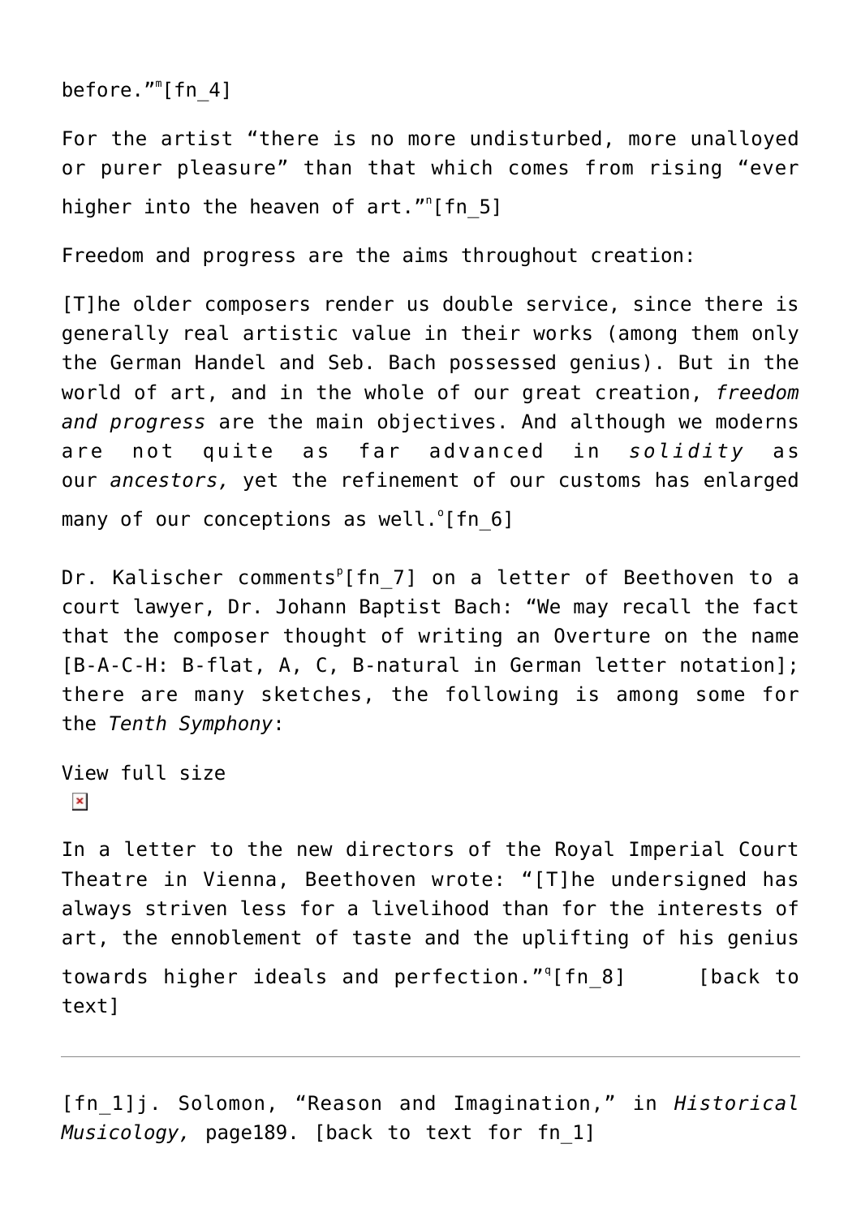before."[m][fn_4]

For the artist "there is no more undisturbed, more unalloyed or purer pleasure" than that which comes from rising "ever higher into the heaven of art."[n][fn_5]

Freedom and progress are the aims throughout creation:

[T]he older composers render us double service, since there is generally real artistic value in their works (among them only the German Handel and Seb. Bach possessed genius). But in the world of art, and in the whole of our great creation, *freedom and progress* are the main objectives. And although we moderns are not quite as far advanced in *solidity* as our *ancestors,* yet the refinement of our customs has enlarged many of our conceptions as well.[o][fn_6]

Dr. Kalischer comments[p][fn_7] on a letter of Beethoven to a court lawyer, Dr. Johann Baptist Bach: "We may recall the fact that the composer thought of writing an Overture on the name [B-A-C-H: B-flat, A, C, B-natural in German letter notation]; there are many sketches, the following is among some for the *Tenth Symphony*:

View full size

In a letter to the new directors of the Royal Imperial Court Theatre in Vienna, Beethoven wrote: "[T]he undersigned has always striven less for a livelihood than for the interests of art, the ennoblement of taste and the uplifting of his genius towards higher ideals and perfection."[q][fn_8] [back to text]

---

[fn_1]j. Solomon, "Reason and Imagination," in *Historical Musicology,* page189. [back to text for fn_1]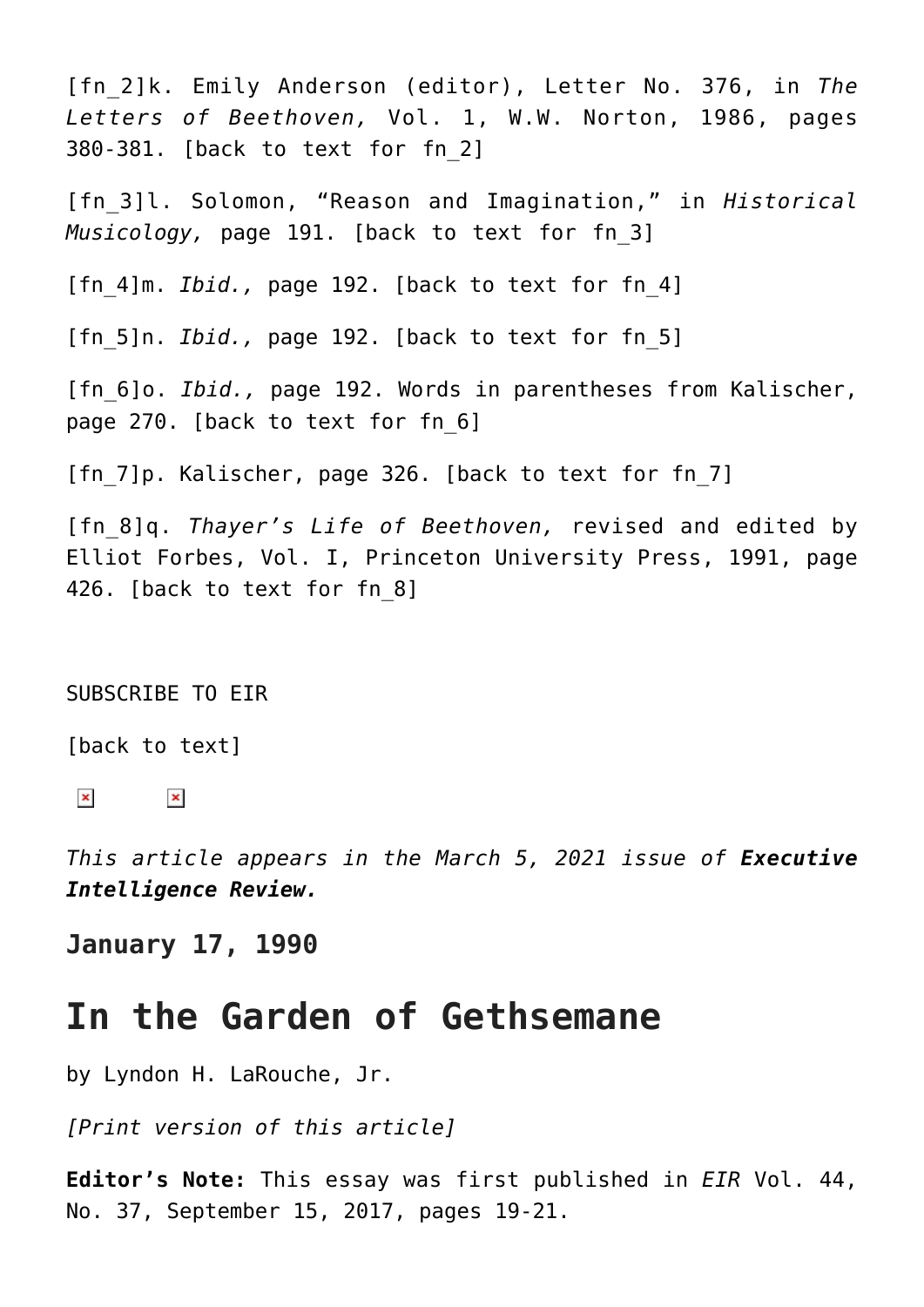[fn_2]k. Emily Anderson (editor), Letter No. 376, in *The Letters of Beethoven,* Vol. 1, W.W. Norton, 1986, pages 380-381. [back to text for fn_2]

[fn_3]l. Solomon, "Reason and Imagination," in *Historical Musicology,* page 191. [back to text for fn_3]

[fn_4]m. *Ibid.,* page 192. [back to text for fn_4]

[fn_5]n. *Ibid.,* page 192. [back to text for fn_5]

[fn_6]o. *Ibid.,* page 192. Words in parentheses from Kalischer, page 270. [back to text for fn_6]

[fn_7]p. Kalischer, page 326. [back to text for fn_7]

[fn_8]q. *Thayer's Life of Beethoven,* revised and edited by Elliot Forbes, Vol. I, Princeton University Press, 1991, page 426. [back to text for fn_8]

SUBSCRIBE TO EIR

[back to text]

*This article appears in the March 5, 2021 issue of* ***Executive Intelligence Review.***

**January 17, 1990**

# In the Garden of Gethsemane

by Lyndon H. LaRouche, Jr.

*[Print version of this article]*

**Editor's Note:** This essay was first published in *EIR* Vol. 44, No. 37, September 15, 2017, pages 19-21.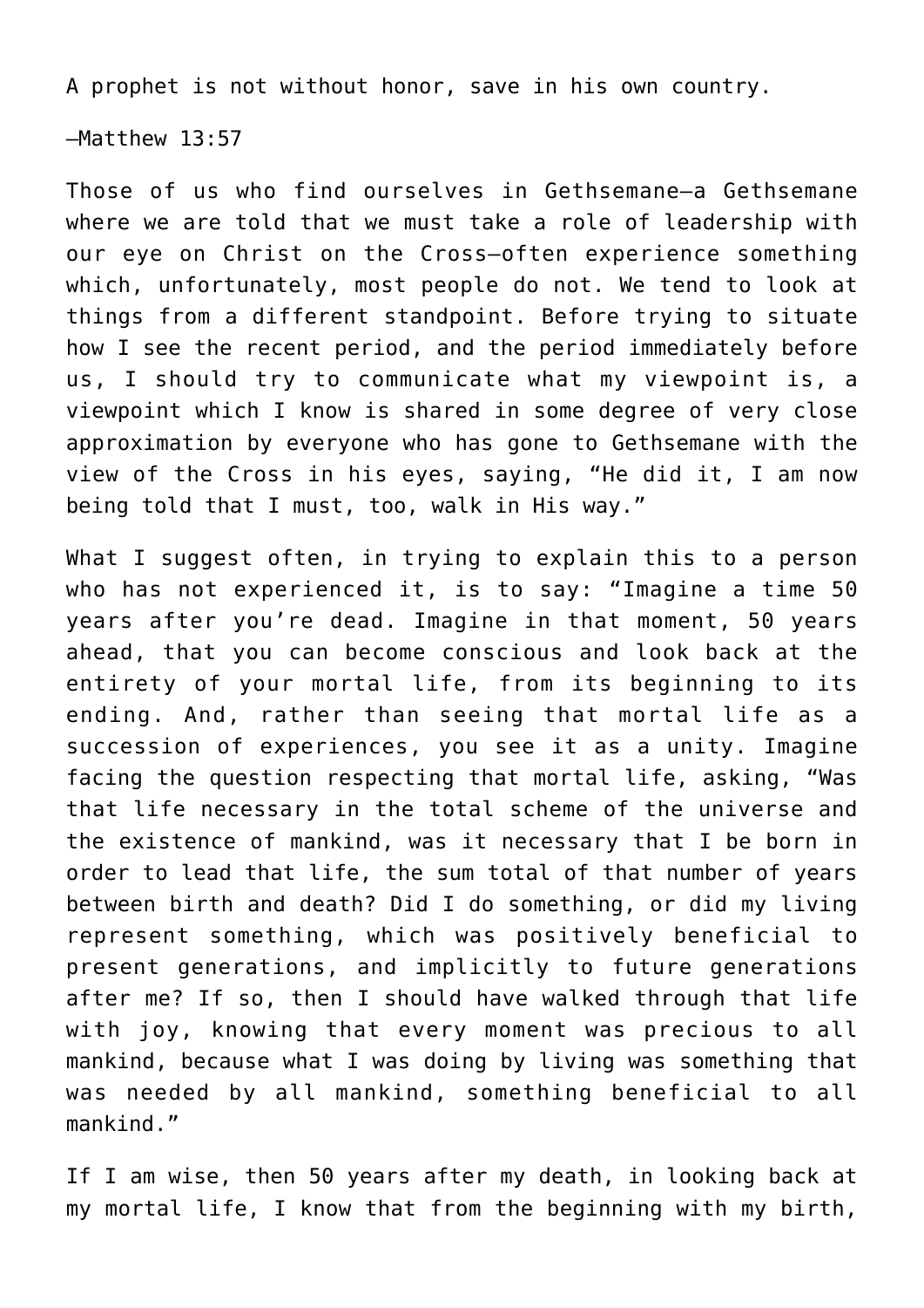A prophet is not without honor, save in his own country.

—Matthew 13:57

Those of us who find ourselves in Gethsemane—a Gethsemane where we are told that we must take a role of leadership with our eye on Christ on the Cross—often experience something which, unfortunately, most people do not. We tend to look at things from a different standpoint. Before trying to situate how I see the recent period, and the period immediately before us, I should try to communicate what my viewpoint is, a viewpoint which I know is shared in some degree of very close approximation by everyone who has gone to Gethsemane with the view of the Cross in his eyes, saying, "He did it, I am now being told that I must, too, walk in His way."

What I suggest often, in trying to explain this to a person who has not experienced it, is to say: "Imagine a time 50 years after you're dead. Imagine in that moment, 50 years ahead, that you can become conscious and look back at the entirety of your mortal life, from its beginning to its ending. And, rather than seeing that mortal life as a succession of experiences, you see it as a unity. Imagine facing the question respecting that mortal life, asking, "Was that life necessary in the total scheme of the universe and the existence of mankind, was it necessary that I be born in order to lead that life, the sum total of that number of years between birth and death? Did I do something, or did my living represent something, which was positively beneficial to present generations, and implicitly to future generations after me? If so, then I should have walked through that life with joy, knowing that every moment was precious to all mankind, because what I was doing by living was something that was needed by all mankind, something beneficial to all mankind."

If I am wise, then 50 years after my death, in looking back at my mortal life, I know that from the beginning with my birth,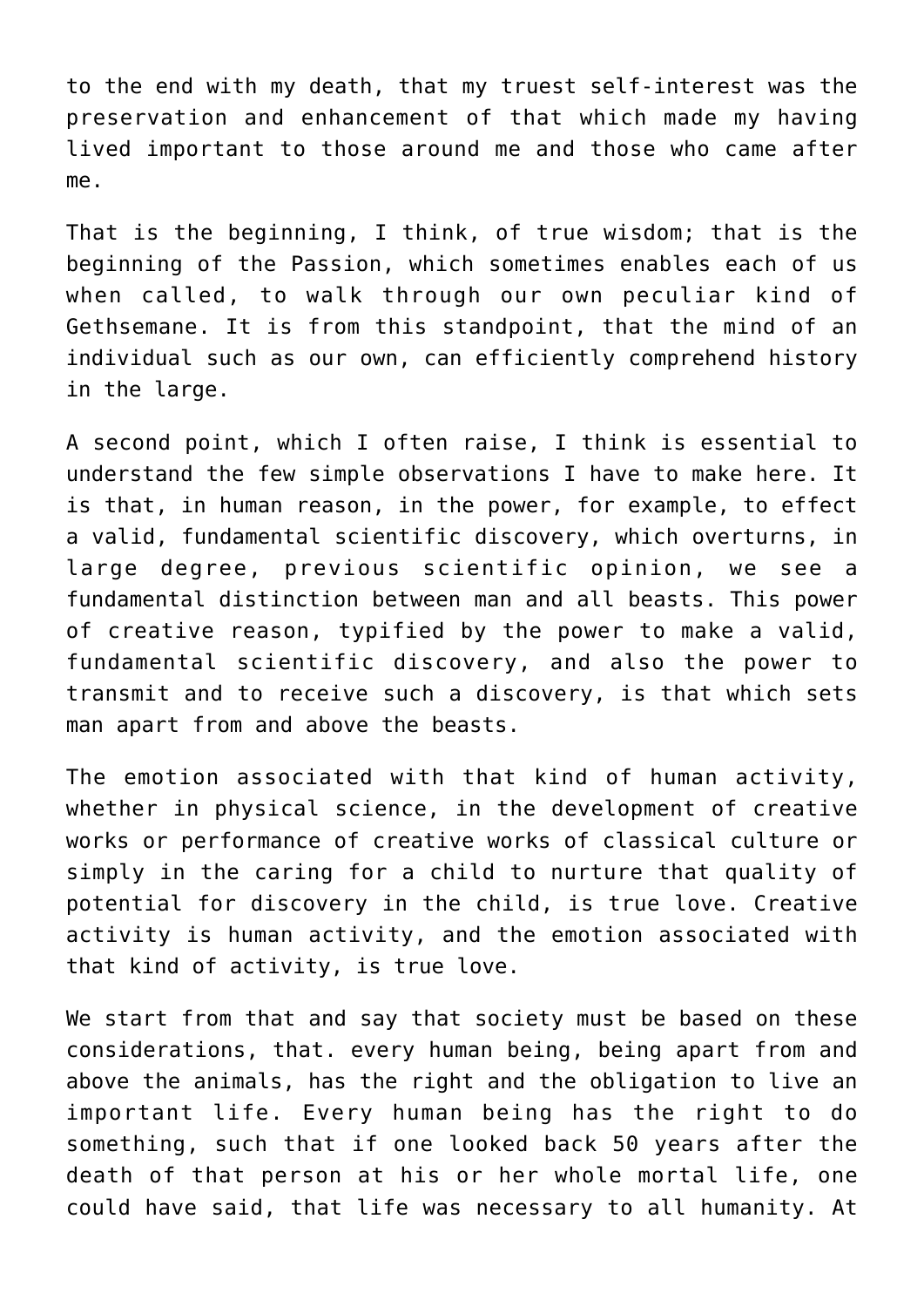to the end with my death, that my truest self-interest was the preservation and enhancement of that which made my having lived important to those around me and those who came after me.

That is the beginning, I think, of true wisdom; that is the beginning of the Passion, which sometimes enables each of us when called, to walk through our own peculiar kind of Gethsemane. It is from this standpoint, that the mind of an individual such as our own, can efficiently comprehend history in the large.

A second point, which I often raise, I think is essential to understand the few simple observations I have to make here. It is that, in human reason, in the power, for example, to effect a valid, fundamental scientific discovery, which overturns, in large degree, previous scientific opinion, we see a fundamental distinction between man and all beasts. This power of creative reason, typified by the power to make a valid, fundamental scientific discovery, and also the power to transmit and to receive such a discovery, is that which sets man apart from and above the beasts.

The emotion associated with that kind of human activity, whether in physical science, in the development of creative works or performance of creative works of classical culture or simply in the caring for a child to nurture that quality of potential for discovery in the child, is true love. Creative activity is human activity, and the emotion associated with that kind of activity, is true love.

We start from that and say that society must be based on these considerations, that. every human being, being apart from and above the animals, has the right and the obligation to live an important life. Every human being has the right to do something, such that if one looked back 50 years after the death of that person at his or her whole mortal life, one could have said, that life was necessary to all humanity. At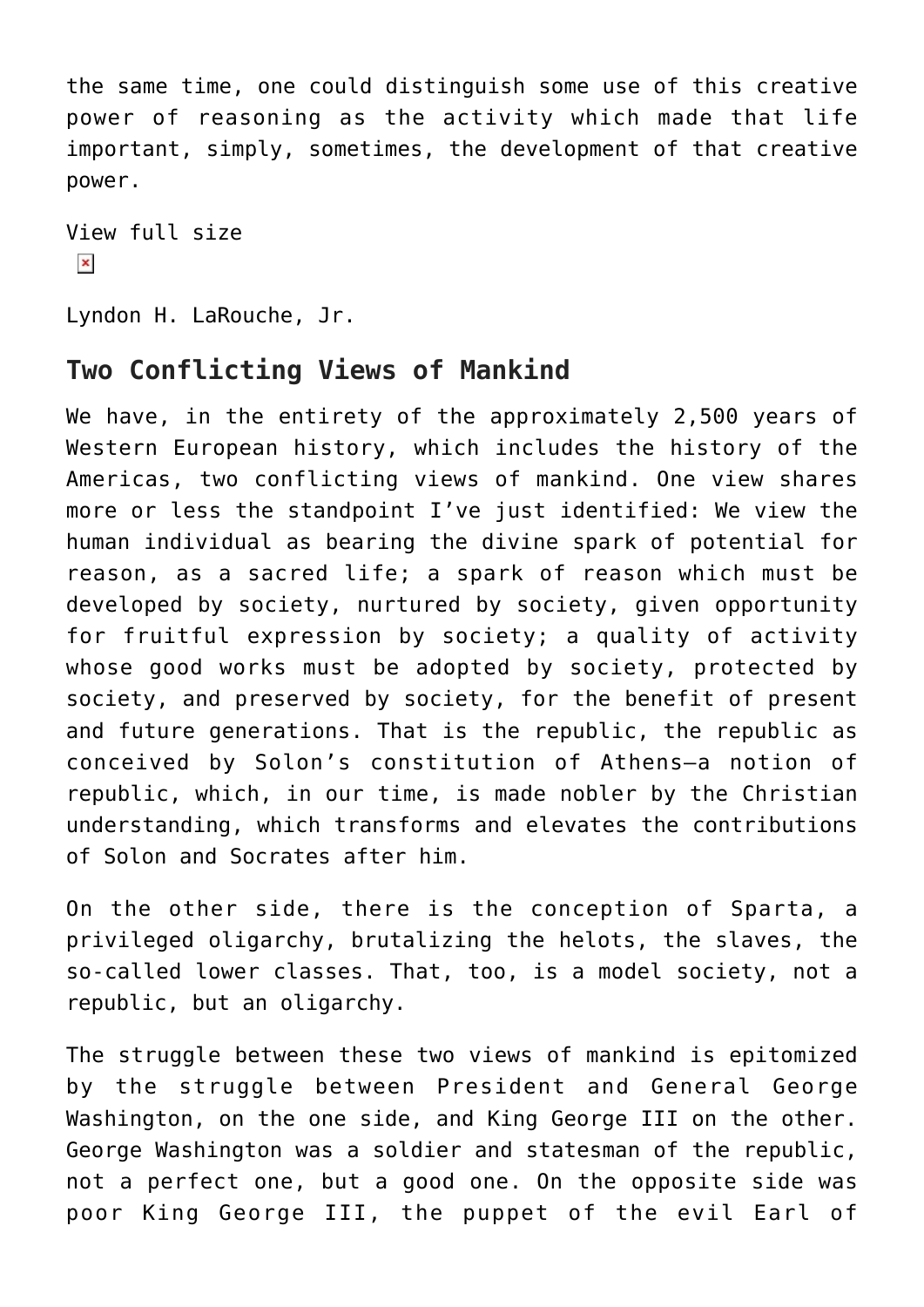the same time, one could distinguish some use of this creative power of reasoning as the activity which made that life important, simply, sometimes, the development of that creative power.

View full size

Lyndon H. LaRouche, Jr.

## Two Conflicting Views of Mankind

We have, in the entirety of the approximately 2,500 years of Western European history, which includes the history of the Americas, two conflicting views of mankind. One view shares more or less the standpoint I've just identified: We view the human individual as bearing the divine spark of potential for reason, as a sacred life; a spark of reason which must be developed by society, nurtured by society, given opportunity for fruitful expression by society; a quality of activity whose good works must be adopted by society, protected by society, and preserved by society, for the benefit of present and future generations. That is the republic, the republic as conceived by Solon's constitution of Athens—a notion of republic, which, in our time, is made nobler by the Christian understanding, which transforms and elevates the contributions of Solon and Socrates after him.

On the other side, there is the conception of Sparta, a privileged oligarchy, brutalizing the helots, the slaves, the so-called lower classes. That, too, is a model society, not a republic, but an oligarchy.

The struggle between these two views of mankind is epitomized by the struggle between President and General George Washington, on the one side, and King George III on the other. George Washington was a soldier and statesman of the republic, not a perfect one, but a good one. On the opposite side was poor King George III, the puppet of the evil Earl of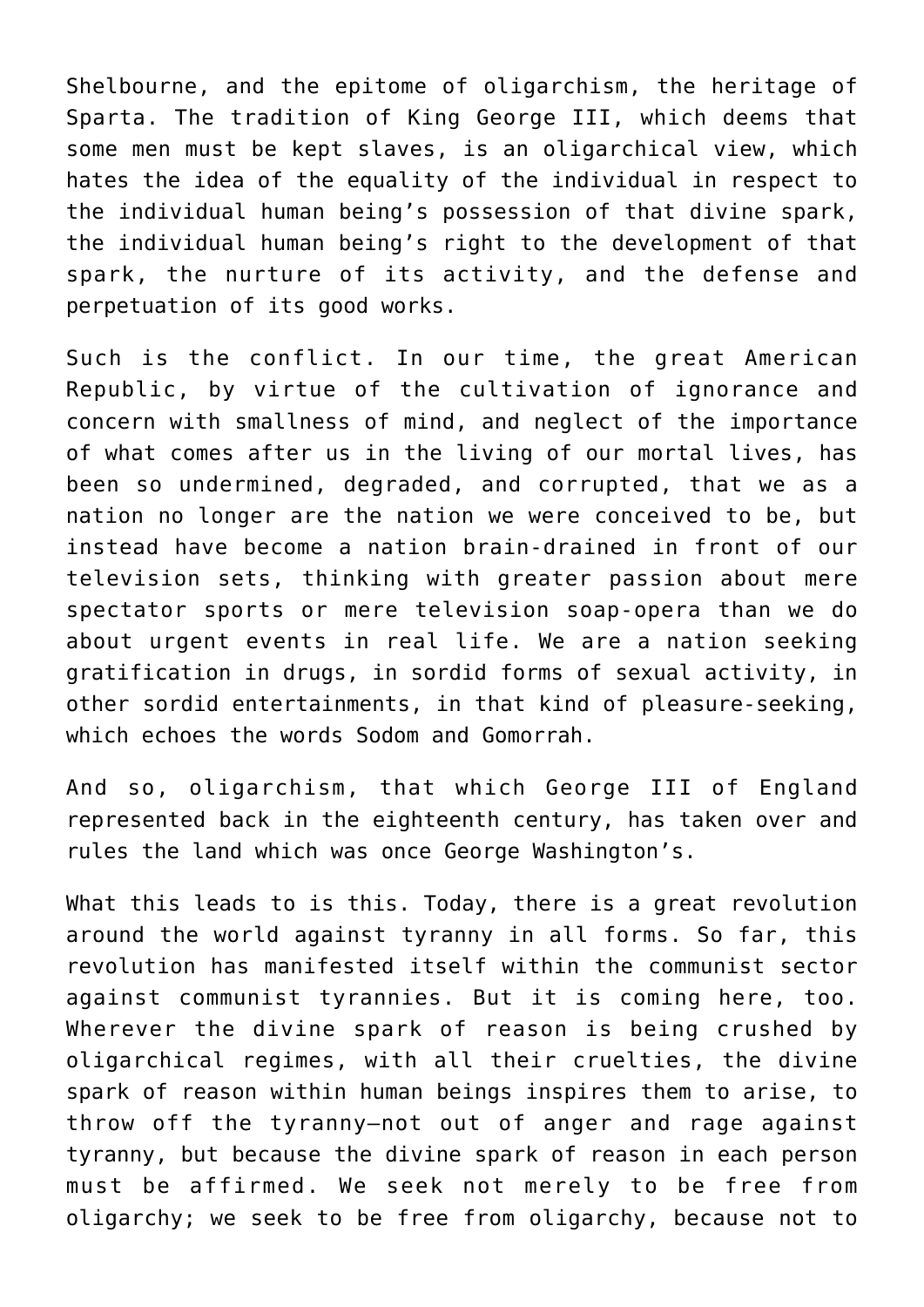Shelbourne, and the epitome of oligarchism, the heritage of Sparta. The tradition of King George III, which deems that some men must be kept slaves, is an oligarchical view, which hates the idea of the equality of the individual in respect to the individual human being's possession of that divine spark, the individual human being's right to the development of that spark, the nurture of its activity, and the defense and perpetuation of its good works.

Such is the conflict. In our time, the great American Republic, by virtue of the cultivation of ignorance and concern with smallness of mind, and neglect of the importance of what comes after us in the living of our mortal lives, has been so undermined, degraded, and corrupted, that we as a nation no longer are the nation we were conceived to be, but instead have become a nation brain-drained in front of our television sets, thinking with greater passion about mere spectator sports or mere television soap-opera than we do about urgent events in real life. We are a nation seeking gratification in drugs, in sordid forms of sexual activity, in other sordid entertainments, in that kind of pleasure-seeking, which echoes the words Sodom and Gomorrah.

And so, oligarchism, that which George III of England represented back in the eighteenth century, has taken over and rules the land which was once George Washington's.

What this leads to is this. Today, there is a great revolution around the world against tyranny in all forms. So far, this revolution has manifested itself within the communist sector against communist tyrannies. But it is coming here, too. Wherever the divine spark of reason is being crushed by oligarchical regimes, with all their cruelties, the divine spark of reason within human beings inspires them to arise, to throw off the tyranny—not out of anger and rage against tyranny, but because the divine spark of reason in each person must be affirmed. We seek not merely to be free from oligarchy; we seek to be free from oligarchy, because not to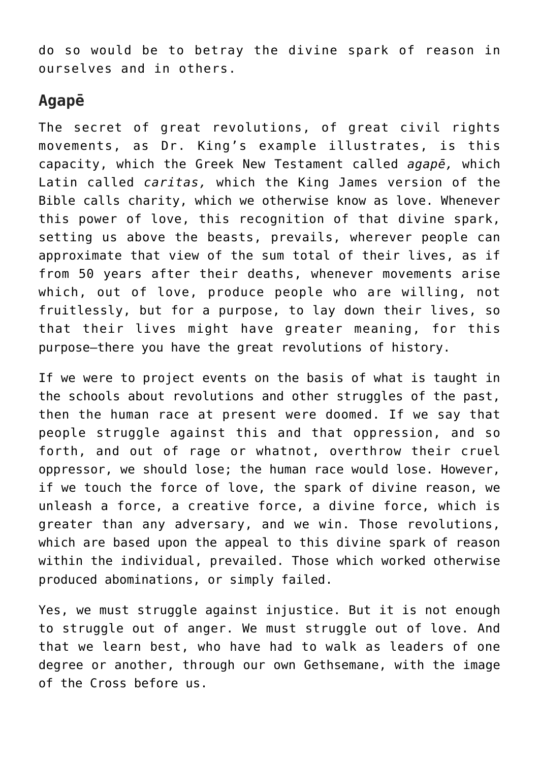do so would be to betray the divine spark of reason in ourselves and in others.

## Agapē

The secret of great revolutions, of great civil rights movements, as Dr. King's example illustrates, is this capacity, which the Greek New Testament called *agapē,* which Latin called *caritas,* which the King James version of the Bible calls charity, which we otherwise know as love. Whenever this power of love, this recognition of that divine spark, setting us above the beasts, prevails, wherever people can approximate that view of the sum total of their lives, as if from 50 years after their deaths, whenever movements arise which, out of love, produce people who are willing, not fruitlessly, but for a purpose, to lay down their lives, so that their lives might have greater meaning, for this purpose—there you have the great revolutions of history.

If we were to project events on the basis of what is taught in the schools about revolutions and other struggles of the past, then the human race at present were doomed. If we say that people struggle against this and that oppression, and so forth, and out of rage or whatnot, overthrow their cruel oppressor, we should lose; the human race would lose. However, if we touch the force of love, the spark of divine reason, we unleash a force, a creative force, a divine force, which is greater than any adversary, and we win. Those revolutions, which are based upon the appeal to this divine spark of reason within the individual, prevailed. Those which worked otherwise produced abominations, or simply failed.

Yes, we must struggle against injustice. But it is not enough to struggle out of anger. We must struggle out of love. And that we learn best, who have had to walk as leaders of one degree or another, through our own Gethsemane, with the image of the Cross before us.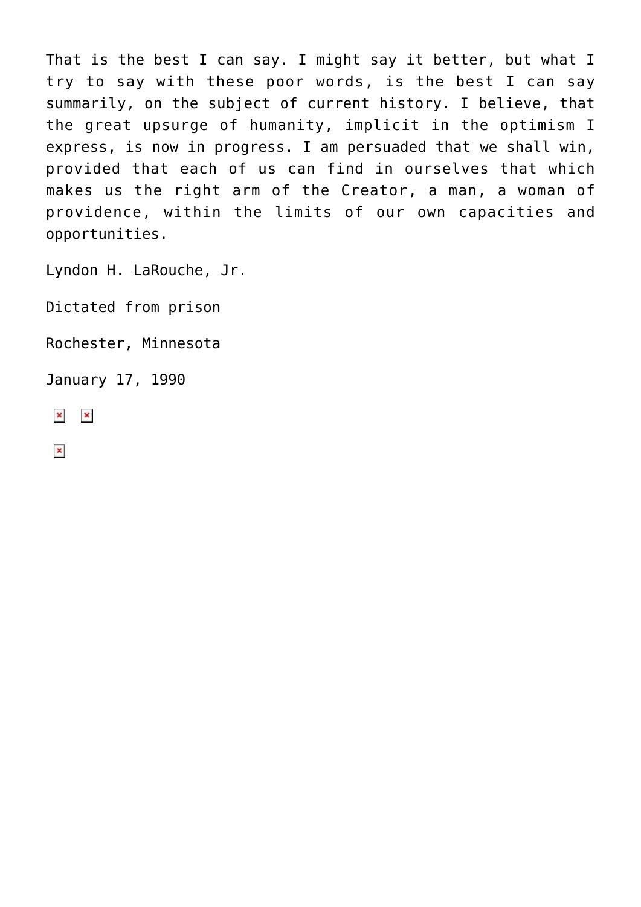That is the best I can say. I might say it better, but what I try to say with these poor words, is the best I can say summarily, on the subject of current history. I believe, that the great upsurge of humanity, implicit in the optimism I express, is now in progress. I am persuaded that we shall win, provided that each of us can find in ourselves that which makes us the right arm of the Creator, a man, a woman of providence, within the limits of our own capacities and opportunities.

Lyndon H. LaRouche, Jr.

Dictated from prison

Rochester, Minnesota

January 17, 1990